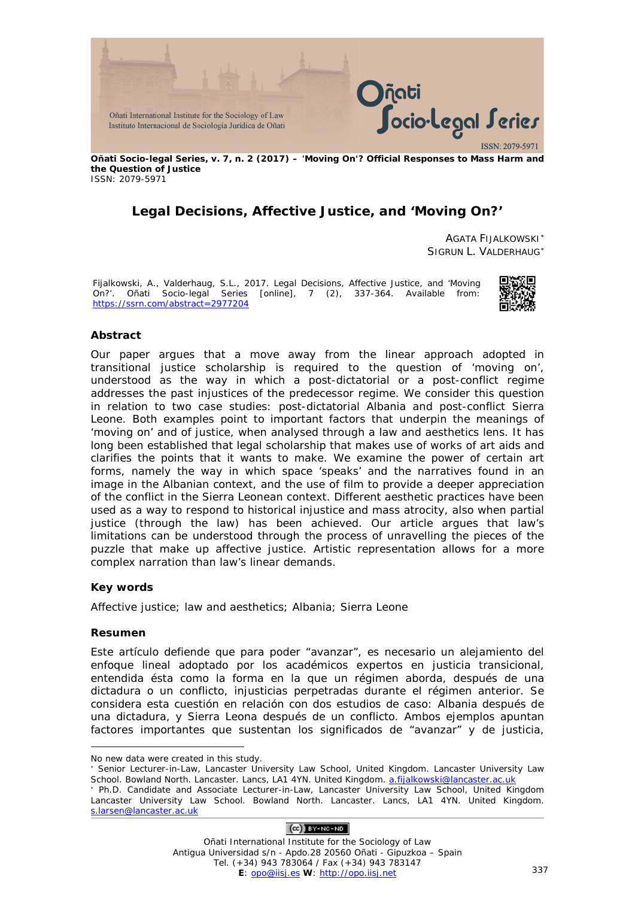**Oñati Socio-legal Series, v. 7, n. 2 (2017) – 'Moving On'? Official Responses to Mass Harm and the Question of Justice**
ISSN: 2079-5971

# Legal Decisions, Affective Justice, and 'Moving On?'

AGATA FIJALKOWSKI[*]
SIGRUN L. VALDERHAUG[*]

Fijalkowski, A., Valderhaug, S.L., 2017. Legal Decisions, Affective Justice, and 'Moving On?'. Oñati Socio-legal Series [online], 7 (2), 337-364. Available from: https://ssrn.com/abstract=2977204

## Abstract

Our paper argues that a move away from the linear approach adopted in transitional justice scholarship is required to the question of 'moving on', understood as the way in which a post-dictatorial or a post-conflict regime addresses the past injustices of the predecessor regime. We consider this question in relation to two case studies: post-dictatorial Albania and post-conflict Sierra Leone. Both examples point to important factors that underpin the meanings of 'moving on' and of justice, when analysed through a law and aesthetics lens. It has long been established that legal scholarship that makes use of works of art aids and clarifies the points that it wants to make. We examine the power of certain art forms, namely the way in which space 'speaks' and the narratives found in an image in the Albanian context, and the use of film to provide a deeper appreciation of the conflict in the Sierra Leonean context. Different aesthetic practices have been used as a way to respond to historical injustice and mass atrocity, also when partial justice (through the law) has been achieved. Our article argues that law's limitations can be understood through the process of unravelling the pieces of the puzzle that make up affective justice. Artistic representation allows for a more complex narration than law's linear demands.

## Key words

Affective justice; law and aesthetics; Albania; Sierra Leone

## Resumen

Este artículo defiende que para poder "avanzar", es necesario un alejamiento del enfoque lineal adoptado por los académicos expertos en justicia transicional, entendida ésta como la forma en la que un régimen aborda, después de una dictadura o un conflicto, injusticias perpetradas durante el régimen anterior. Se considera esta cuestión en relación con dos estudios de caso: Albania después de una dictadura, y Sierra Leona después de un conflicto. Ambos ejemplos apuntan factores importantes que sustentan los significados de "avanzar" y de justicia,

---

No new data were created in this study.

[*] Senior Lecturer-in-Law, Lancaster University Law School, United Kingdom. Lancaster University Law School. Bowland North. Lancaster. Lancs, LA1 4YN. United Kingdom. a.fijalkowski@lancaster.ac.uk

[*] Ph.D. Candidate and Associate Lecturer-in-Law, Lancaster University Law School, United Kingdom Lancaster University Law School. Bowland North. Lancaster. Lancs, LA1 4YN. United Kingdom. s.larsen@lancaster.ac.uk

Oñati International Institute for the Sociology of Law
Antigua Universidad s/n - Apdo.28 20560 Oñati - Gipuzkoa – Spain
Tel. (+34) 943 783064 / Fax (+34) 943 783147
**E**: opo@iisj.es **W**: http://opo.iisj.net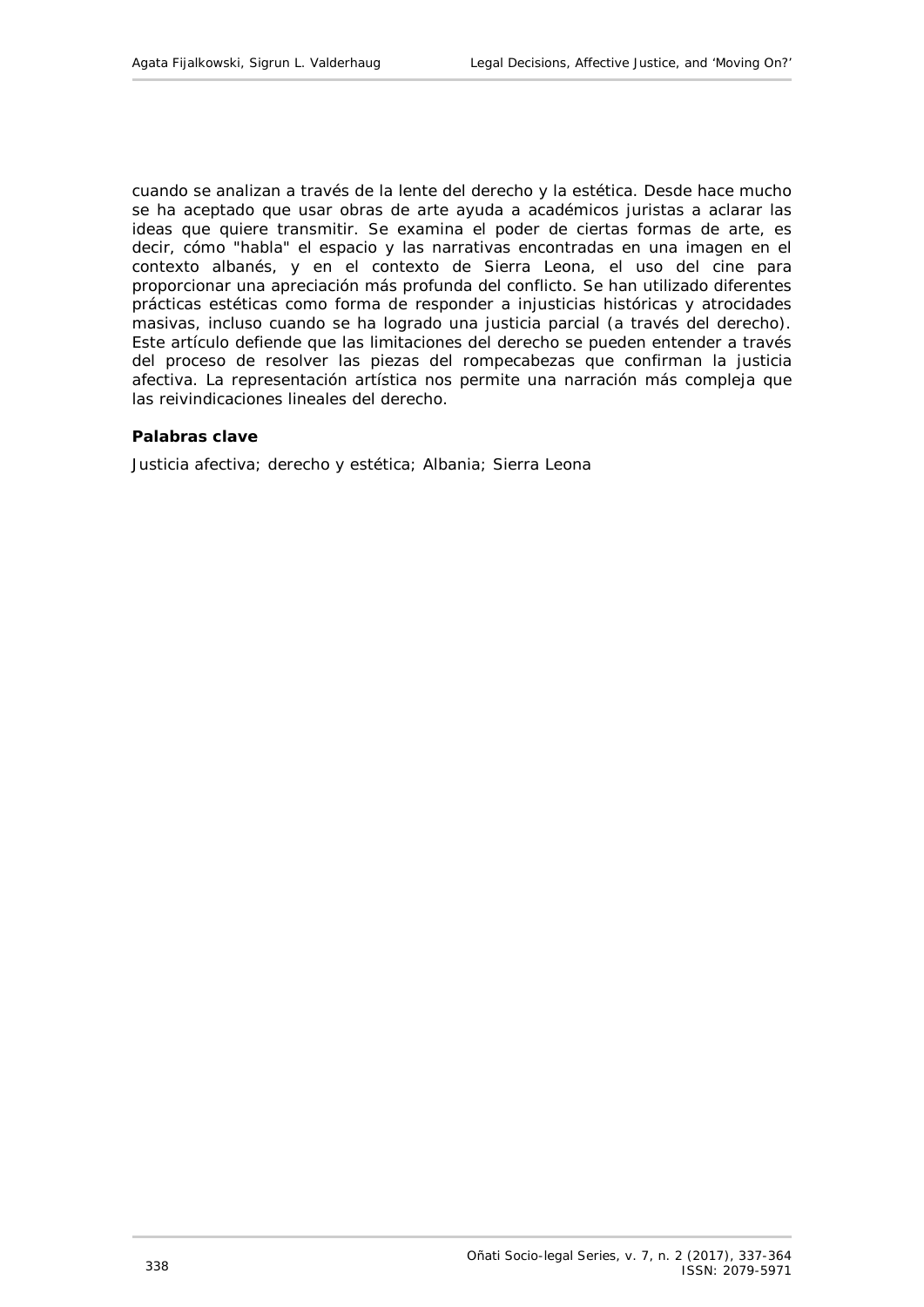cuando se analizan a través de la lente del derecho y la estética. Desde hace mucho se ha aceptado que usar obras de arte ayuda a académicos juristas a aclarar las ideas que quiere transmitir. Se examina el poder de ciertas formas de arte, es decir, cómo "habla" el espacio y las narrativas encontradas en una imagen en el contexto albanés, y en el contexto de Sierra Leona, el uso del cine para proporcionar una apreciación más profunda del conflicto. Se han utilizado diferentes prácticas estéticas como forma de responder a injusticias históricas y atrocidades masivas, incluso cuando se ha logrado una justicia parcial (a través del derecho). Este artículo defiende que las limitaciones del derecho se pueden entender a través del proceso de resolver las piezas del rompecabezas que confirman la justicia afectiva. La representación artística nos permite una narración más compleja que las reivindicaciones lineales del derecho.

**Palabras clave**

Justicia afectiva; derecho y estética; Albania; Sierra Leona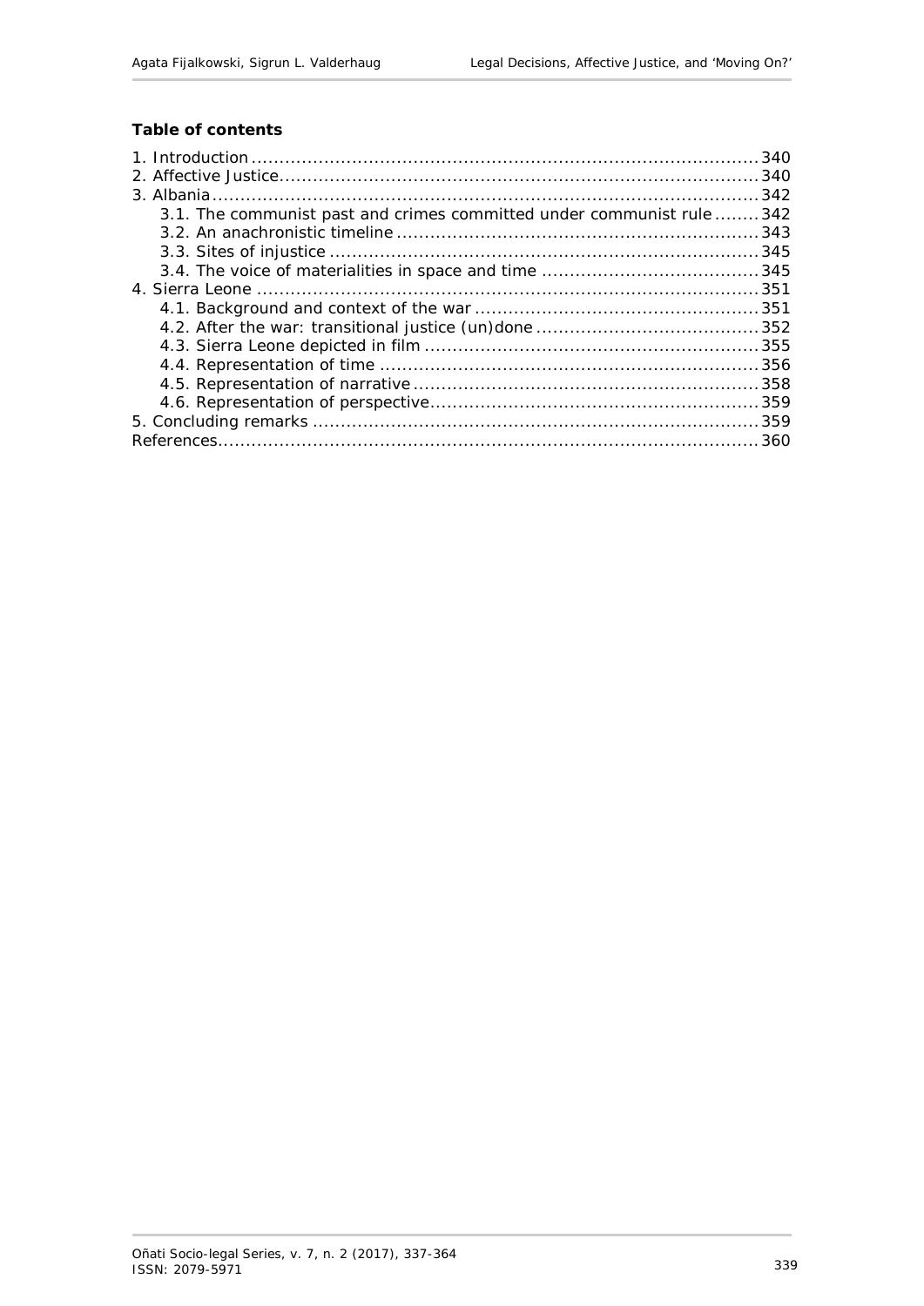**Table of contents**

1. Introduction ... 340
2. Affective Justice ... 340
3. Albania ... 342
   - 3.1. The communist past and crimes committed under communist rule ... 342
   - 3.2. An anachronistic timeline ... 343
   - 3.3. Sites of injustice ... 345
   - 3.4. The voice of materialities in space and time ... 345
4. Sierra Leone ... 351
   - 4.1. Background and context of the war ... 351
   - 4.2. After the war: transitional justice (un)done ... 352
   - 4.3. Sierra Leone depicted in film ... 355
   - 4.4. Representation of time ... 356
   - 4.5. Representation of narrative ... 358
   - 4.6. Representation of perspective ... 359
5. Concluding remarks ... 359

References ... 360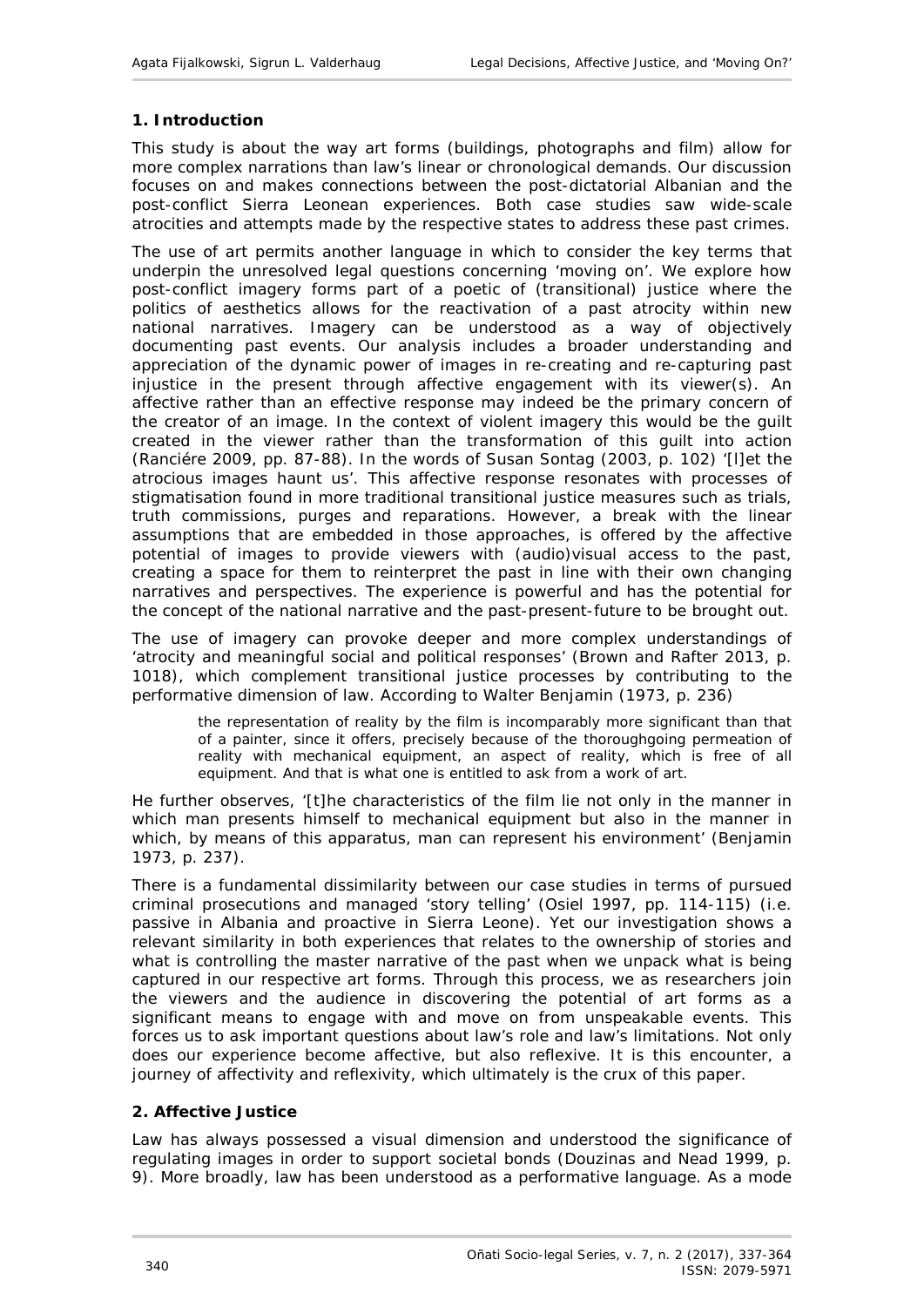## 1. Introduction

This study is about the way art forms (buildings, photographs and film) allow for more complex narrations than law's linear or chronological demands. Our discussion focuses on and makes connections between the post-dictatorial Albanian and the post-conflict Sierra Leonean experiences. Both case studies saw wide-scale atrocities and attempts made by the respective states to address these past crimes.

The use of art permits another language in which to consider the key terms that underpin the unresolved legal questions concerning 'moving on'. We explore how post-conflict imagery forms part of a poetic of (transitional) justice where the politics of aesthetics allows for the reactivation of a past atrocity within new national narratives. Imagery can be understood as a way of objectively documenting past events. Our analysis includes a broader understanding and appreciation of the dynamic power of images in re-creating and re-capturing past injustice in the present through affective engagement with its viewer(s). An affective rather than an effective response may indeed be the primary concern of the creator of an image. In the context of violent imagery this would be the guilt created in the viewer rather than the transformation of this guilt into action (Ranciére 2009, pp. 87-88). In the words of Susan Sontag (2003, p. 102) '[l]et the atrocious images haunt us'. This affective response resonates with processes of stigmatisation found in more traditional transitional justice measures such as trials, truth commissions, purges and reparations. However, a break with the linear assumptions that are embedded in those approaches, is offered by the affective potential of images to provide viewers with (audio)visual access to the past, creating a space for them to reinterpret the past in line with their own changing narratives and perspectives. The experience is powerful and has the potential for the concept of the national narrative and the past-present-future to be brought out.

The use of imagery can provoke deeper and more complex understandings of 'atrocity and meaningful social and political responses' (Brown and Rafter 2013, p. 1018), which complement transitional justice processes by contributing to the performative dimension of law. According to Walter Benjamin (1973, p. 236)

> the representation of reality by the film is incomparably more significant than that of a painter, since it offers, precisely because of the thoroughgoing permeation of reality with mechanical equipment, an aspect of reality, which is free of all equipment. And that is what one is entitled to ask from a work of art.

He further observes, '[t]he characteristics of the film lie not only in the manner in which man presents himself to mechanical equipment but also in the manner in which, by means of this apparatus, man can represent his environment' (Benjamin 1973, p. 237).

There is a fundamental dissimilarity between our case studies in terms of pursued criminal prosecutions and managed 'story telling' (Osiel 1997, pp. 114-115) (i.e. passive in Albania and proactive in Sierra Leone). Yet our investigation shows a relevant similarity in both experiences that relates to the ownership of stories and what is controlling the master narrative of the past when we unpack what is being captured in our respective art forms. Through this process, we as researchers join the viewers and the audience in discovering the potential of art forms as a significant means to engage with and move on from unspeakable events. This forces us to ask important questions about law's role and law's limitations. Not only does our experience become affective, but also reflexive. It is this encounter, a journey of affectivity and reflexivity, which ultimately is the crux of this paper.

## 2. Affective Justice

Law has always possessed a visual dimension and understood the significance of regulating images in order to support societal bonds (Douzinas and Nead 1999, p. 9). More broadly, law has been understood as a performative language. As a mode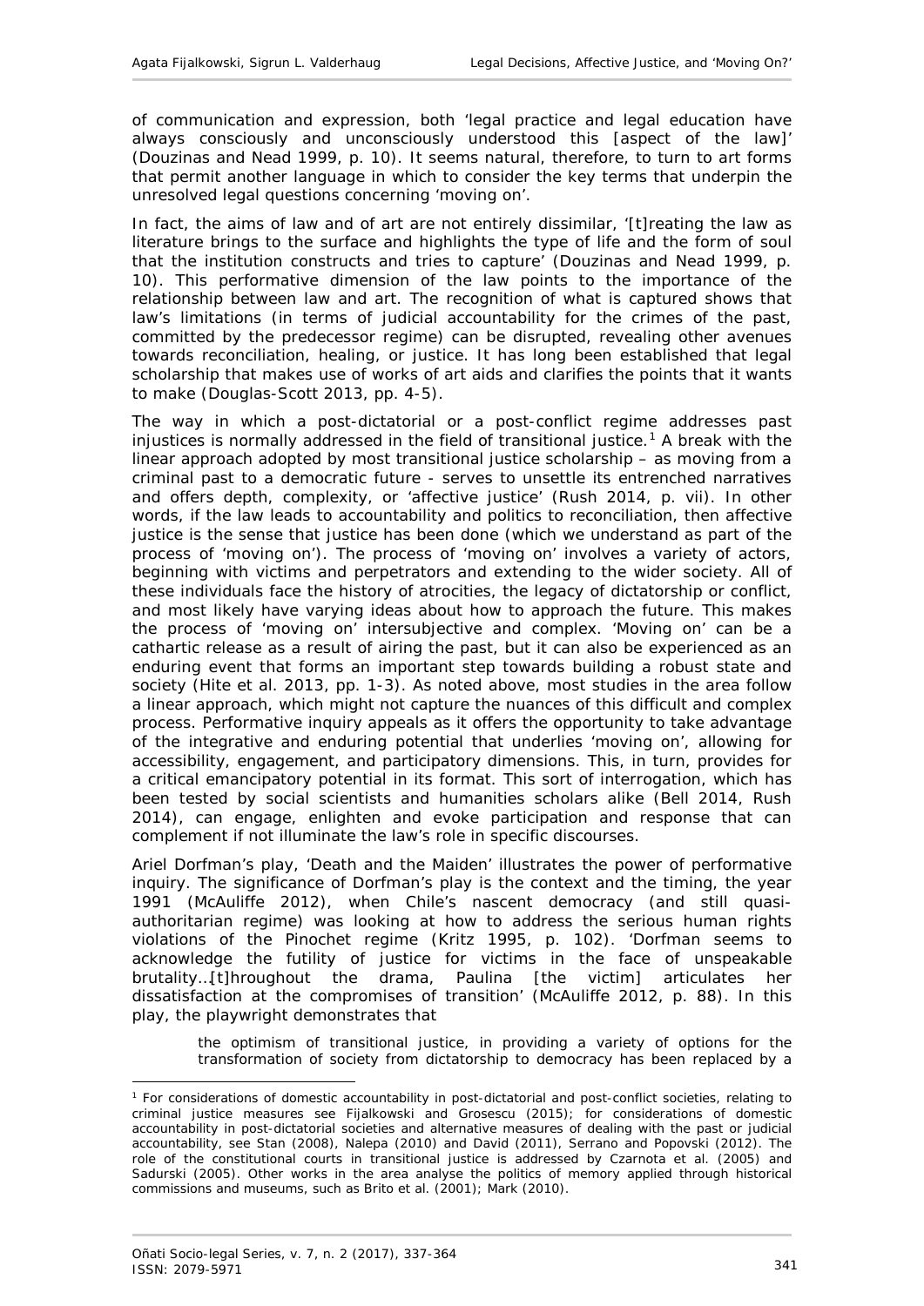of communication and expression, both 'legal practice and legal education have always consciously and unconsciously understood this [aspect of the law]' (Douzinas and Nead 1999, p. 10). It seems natural, therefore, to turn to art forms that permit another language in which to consider the key terms that underpin the unresolved legal questions concerning 'moving on'.

In fact, the aims of law and of art are not entirely dissimilar, '[t]reating the law as literature brings to the surface and highlights the type of life and the form of soul that the institution constructs and tries to capture' (Douzinas and Nead 1999, p. 10). This performative dimension of the law points to the importance of the relationship between law and art. The recognition of what is captured shows that law's limitations (in terms of judicial accountability for the crimes of the past, committed by the predecessor regime) can be disrupted, revealing other avenues towards reconciliation, healing, or justice. It has long been established that legal scholarship that makes use of works of art aids and clarifies the points that it wants to make (Douglas-Scott 2013, pp. 4-5).

The way in which a post-dictatorial or a post-conflict regime addresses past injustices is normally addressed in the field of transitional justice.[1] A break with the linear approach adopted by most transitional justice scholarship – as moving from a criminal past to a democratic future - serves to unsettle its entrenched narratives and offers depth, complexity, or 'affective justice' (Rush 2014, p. vii). In other words, if the law leads to accountability and politics to reconciliation, then affective justice is the sense that justice has been done (which we understand as part of the process of 'moving on'). The process of 'moving on' involves a variety of actors, beginning with victims and perpetrators and extending to the wider society. All of these individuals face the history of atrocities, the legacy of dictatorship or conflict, and most likely have varying ideas about how to approach the future. This makes the process of 'moving on' intersubjective and complex. 'Moving on' can be a cathartic release as a result of airing the past, but it can also be experienced as an enduring event that forms an important step towards building a robust state and society (Hite et al. 2013, pp. 1-3). As noted above, most studies in the area follow a linear approach, which might not capture the nuances of this difficult and complex process. Performative inquiry appeals as it offers the opportunity to take advantage of the integrative and enduring potential that underlies 'moving on', allowing for accessibility, engagement, and participatory dimensions. This, in turn, provides for a critical emancipatory potential in its format. This sort of interrogation, which has been tested by social scientists and humanities scholars alike (Bell 2014, Rush 2014), can engage, enlighten and evoke participation and response that can complement if not illuminate the law's role in specific discourses.

Ariel Dorfman's play, 'Death and the Maiden' illustrates the power of performative inquiry. The significance of Dorfman's play is the context and the timing, the year 1991 (McAuliffe 2012), when Chile's nascent democracy (and still quasi-authoritarian regime) was looking at how to address the serious human rights violations of the Pinochet regime (Kritz 1995, p. 102). 'Dorfman seems to acknowledge the futility of justice for victims in the face of unspeakable brutality…[t]hroughout the drama, Paulina [the victim] articulates her dissatisfaction at the compromises of transition' (McAuliffe 2012, p. 88). In this play, the playwright demonstrates that

> the optimism of transitional justice, in providing a variety of options for the transformation of society from dictatorship to democracy has been replaced by a

---

[1] For considerations of domestic accountability in post-dictatorial and post-conflict societies, relating to criminal justice measures see Fijalkowski and Grosescu (2015); for considerations of domestic accountability in post-dictatorial societies and alternative measures of dealing with the past or judicial accountability, see Stan (2008), Nalepa (2010) and David (2011), Serrano and Popovski (2012). The role of the constitutional courts in transitional justice is addressed by Czarnota et al. (2005) and Sadurski (2005). Other works in the area analyse the politics of memory applied through historical commissions and museums, such as Brito et al. (2001); Mark (2010).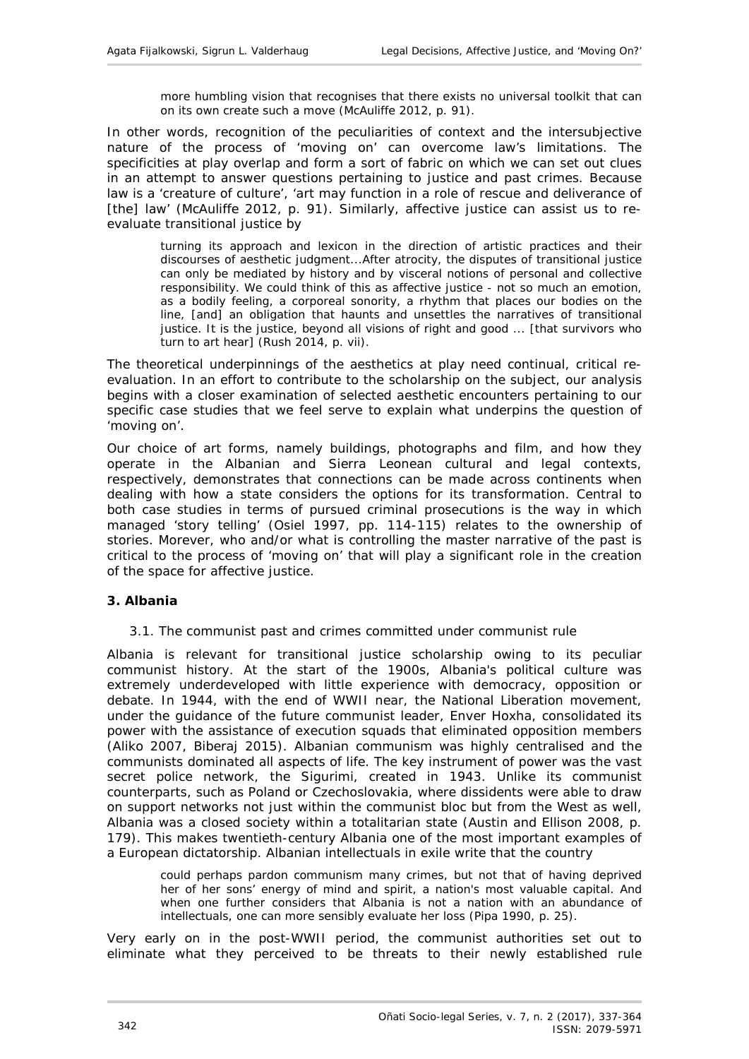more humbling vision that recognises that there exists no universal toolkit that can on its own create such a move (McAuliffe 2012, p. 91).

In other words, recognition of the peculiarities of context and the intersubjective nature of the process of 'moving on' can overcome law's limitations. The specificities at play overlap and form a sort of fabric on which we can set out clues in an attempt to answer questions pertaining to justice and past crimes. Because law is a 'creature of culture', 'art may function in a role of rescue and deliverance of [the] law' (McAuliffe 2012, p. 91). Similarly, affective justice can assist us to re-evaluate transitional justice by

> turning its approach and lexicon in the direction of artistic practices and their discourses of aesthetic judgment...After atrocity, the disputes of transitional justice can only be mediated by history and by visceral notions of personal and collective responsibility. We could think of this as affective justice - not so much an emotion, as a bodily feeling, a corporeal sonority, a rhythm that places our bodies on the line, [and] an obligation that haunts and unsettles the narratives of transitional justice. It is the justice, beyond all visions of right and good ... [that survivors who turn to art hear] (Rush 2014, p. vii).

The theoretical underpinnings of the aesthetics at play need continual, critical re-evaluation. In an effort to contribute to the scholarship on the subject, our analysis begins with a closer examination of selected aesthetic encounters pertaining to our specific case studies that we feel serve to explain what underpins the question of 'moving on'.

Our choice of art forms, namely buildings, photographs and film, and how they operate in the Albanian and Sierra Leonean cultural and legal contexts, respectively, demonstrates that connections can be made across continents when dealing with how a state considers the options for its transformation. Central to both case studies in terms of pursued criminal prosecutions is the way in which managed 'story telling' (Osiel 1997, pp. 114-115) relates to the ownership of stories. Morever, who and/or what is controlling the master narrative of the past is critical to the process of 'moving on' that will play a significant role in the creation of the space for affective justice.

## 3. Albania

### 3.1. The communist past and crimes committed under communist rule

Albania is relevant for transitional justice scholarship owing to its peculiar communist history. At the start of the 1900s, Albania's political culture was extremely underdeveloped with little experience with democracy, opposition or debate. In 1944, with the end of WWII near, the National Liberation movement, under the guidance of the future communist leader, Enver Hoxha, consolidated its power with the assistance of execution squads that eliminated opposition members (Aliko 2007, Biberaj 2015). Albanian communism was highly centralised and the communists dominated all aspects of life. The key instrument of power was the vast secret police network, the Sigurimi, created in 1943. Unlike its communist counterparts, such as Poland or Czechoslovakia, where dissidents were able to draw on support networks not just within the communist bloc but from the West as well, Albania was a closed society within a totalitarian state (Austin and Ellison 2008, p. 179). This makes twentieth-century Albania one of the most important examples of a European dictatorship. Albanian intellectuals in exile write that the country

> could perhaps pardon communism many crimes, but not that of having deprived her of her sons' energy of mind and spirit, a nation's most valuable capital. And when one further considers that Albania is not a nation with an abundance of intellectuals, one can more sensibly evaluate her loss (Pipa 1990, p. 25).

Very early on in the post-WWII period, the communist authorities set out to eliminate what they perceived to be threats to their newly established rule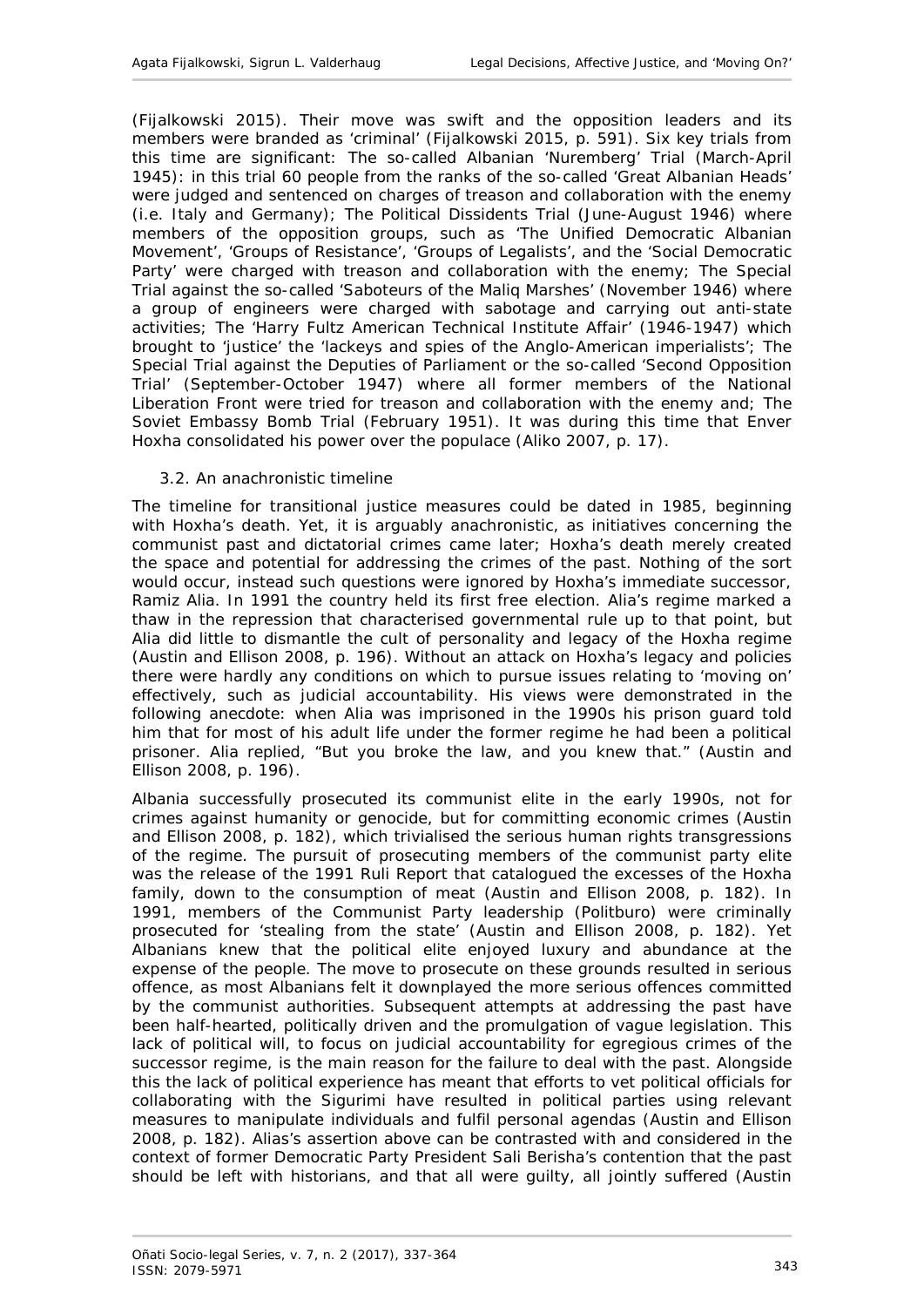(Fijalkowski 2015). Their move was swift and the opposition leaders and its members were branded as 'criminal' (Fijalkowski 2015, p. 591). Six key trials from this time are significant: The so-called Albanian 'Nuremberg' Trial (March-April 1945): in this trial 60 people from the ranks of the so-called 'Great Albanian Heads' were judged and sentenced on charges of treason and collaboration with the enemy (i.e. Italy and Germany); The Political Dissidents Trial (June-August 1946) where members of the opposition groups, such as 'The Unified Democratic Albanian Movement', 'Groups of Resistance', 'Groups of Legalists', and the 'Social Democratic Party' were charged with treason and collaboration with the enemy; The Special Trial against the so-called 'Saboteurs of the Maliq Marshes' (November 1946) where a group of engineers were charged with sabotage and carrying out anti-state activities; The 'Harry Fultz American Technical Institute Affair' (1946-1947) which brought to 'justice' the 'lackeys and spies of the Anglo-American imperialists'; The Special Trial against the Deputies of Parliament or the so-called 'Second Opposition Trial' (September-October 1947) where all former members of the National Liberation Front were tried for treason and collaboration with the enemy and; The Soviet Embassy Bomb Trial (February 1951). It was during this time that Enver Hoxha consolidated his power over the populace (Aliko 2007, p. 17).

### 3.2. An anachronistic timeline

The timeline for transitional justice measures could be dated in 1985, beginning with Hoxha's death. Yet, it is arguably anachronistic, as initiatives concerning the communist past and dictatorial crimes came later; Hoxha's death merely created the space and potential for addressing the crimes of the past. Nothing of the sort would occur, instead such questions were ignored by Hoxha's immediate successor, Ramiz Alia. In 1991 the country held its first free election. Alia's regime marked a thaw in the repression that characterised governmental rule up to that point, but Alia did little to dismantle the cult of personality and legacy of the Hoxha regime (Austin and Ellison 2008, p. 196). Without an attack on Hoxha's legacy and policies there were hardly any conditions on which to pursue issues relating to 'moving on' effectively, such as judicial accountability. His views were demonstrated in the following anecdote: when Alia was imprisoned in the 1990s his prison guard told him that for most of his adult life under the former regime he had been a political prisoner. Alia replied, "But you broke the law, and you knew that." (Austin and Ellison 2008, p. 196).

Albania successfully prosecuted its communist elite in the early 1990s, not for crimes against humanity or genocide, but for committing economic crimes (Austin and Ellison 2008, p. 182), which trivialised the serious human rights transgressions of the regime. The pursuit of prosecuting members of the communist party elite was the release of the 1991 Ruli Report that catalogued the excesses of the Hoxha family, down to the consumption of meat (Austin and Ellison 2008, p. 182). In 1991, members of the Communist Party leadership (Politburo) were criminally prosecuted for 'stealing from the state' (Austin and Ellison 2008, p. 182). Yet Albanians knew that the political elite enjoyed luxury and abundance at the expense of the people. The move to prosecute on these grounds resulted in serious offence, as most Albanians felt it downplayed the more serious offences committed by the communist authorities. Subsequent attempts at addressing the past have been half-hearted, politically driven and the promulgation of vague legislation. This lack of political will, to focus on judicial accountability for egregious crimes of the successor regime, is the main reason for the failure to deal with the past. Alongside this the lack of political experience has meant that efforts to vet political officials for collaborating with the Sigurimi have resulted in political parties using relevant measures to manipulate individuals and fulfil personal agendas (Austin and Ellison 2008, p. 182). Alias's assertion above can be contrasted with and considered in the context of former Democratic Party President Sali Berisha's contention that the past should be left with historians, and that all were guilty, all jointly suffered (Austin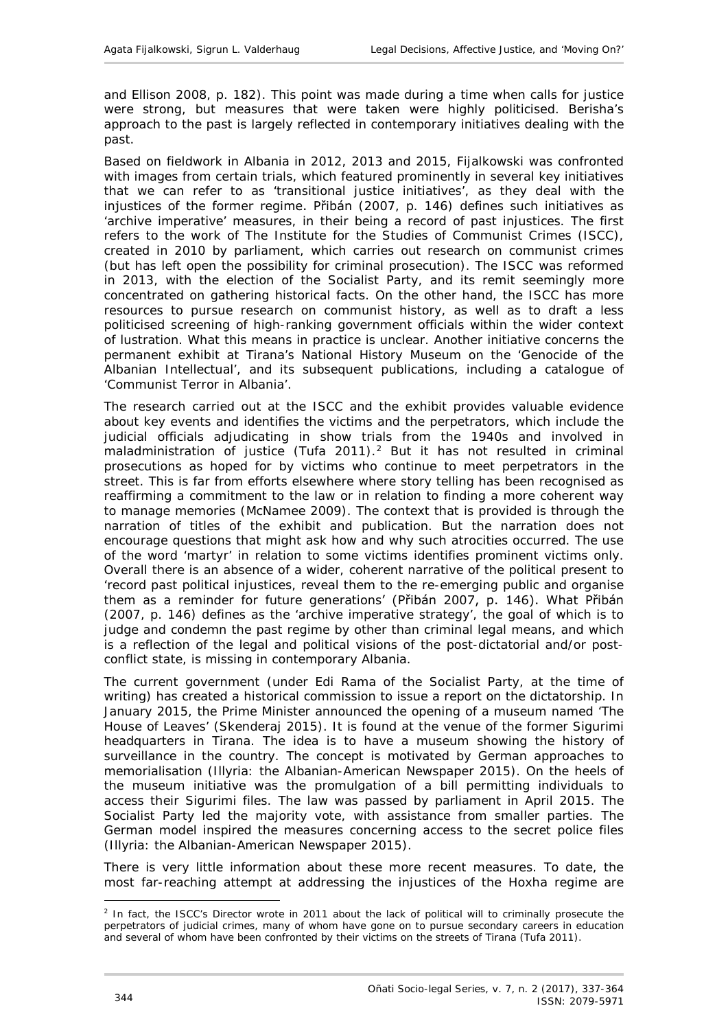and Ellison 2008, p. 182). This point was made during a time when calls for justice were strong, but measures that were taken were highly politicised. Berisha's approach to the past is largely reflected in contemporary initiatives dealing with the past.

Based on fieldwork in Albania in 2012, 2013 and 2015, Fijalkowski was confronted with images from certain trials, which featured prominently in several key initiatives that we can refer to as 'transitional justice initiatives', as they deal with the injustices of the former regime. Přibán (2007, p. 146) defines such initiatives as 'archive imperative' measures, in their being a record of past injustices. The first refers to the work of The Institute for the Studies of Communist Crimes (ISCC), created in 2010 by parliament, which carries out research on communist crimes (but has left open the possibility for criminal prosecution). The ISCC was reformed in 2013, with the election of the Socialist Party, and its remit seemingly more concentrated on gathering historical facts. On the other hand, the ISCC has more resources to pursue research on communist history, as well as to draft a less politicised screening of high-ranking government officials within the wider context of lustration. What this means in practice is unclear. Another initiative concerns the permanent exhibit at Tirana's National History Museum on the 'Genocide of the Albanian Intellectual', and its subsequent publications, including a catalogue of 'Communist Terror in Albania'.

The research carried out at the ISCC and the exhibit provides valuable evidence about key events and identifies the victims and the perpetrators, which include the judicial officials adjudicating in show trials from the 1940s and involved in maladministration of justice (Tufa 2011).[2] But it has not resulted in criminal prosecutions as hoped for by victims who continue to meet perpetrators in the street. This is far from efforts elsewhere where story telling has been recognised as reaffirming a commitment to the law or in relation to finding a more coherent way to manage memories (McNamee 2009). The context that is provided is through the narration of titles of the exhibit and publication. But the narration does not encourage questions that might ask how and why such atrocities occurred. The use of the word 'martyr' in relation to some victims identifies prominent victims only. Overall there is an absence of a wider, coherent narrative of the political present to 'record past political injustices, reveal them to the re-emerging public and organise them as a reminder for future generations' (Přibán 2007, p. 146). What Přibán (2007, p. 146) defines as the 'archive imperative strategy', the goal of which is to judge and condemn the past regime by other than criminal legal means, and which is a reflection of the legal and political visions of the post-dictatorial and/or post-conflict state, is missing in contemporary Albania.

The current government (under Edi Rama of the Socialist Party, at the time of writing) has created a historical commission to issue a report on the dictatorship. In January 2015, the Prime Minister announced the opening of a museum named 'The House of Leaves' (Skenderaj 2015). It is found at the venue of the former Sigurimi headquarters in Tirana. The idea is to have a museum showing the history of surveillance in the country. The concept is motivated by German approaches to memorialisation (Illyria: the Albanian-American Newspaper 2015). On the heels of the museum initiative was the promulgation of a bill permitting individuals to access their Sigurimi files. The law was passed by parliament in April 2015. The Socialist Party led the majority vote, with assistance from smaller parties. The German model inspired the measures concerning access to the secret police files (Illyria: the Albanian-American Newspaper 2015).

There is very little information about these more recent measures. To date, the most far-reaching attempt at addressing the injustices of the Hoxha regime are

[2] In fact, the ISCC's Director wrote in 2011 about the lack of political will to criminally prosecute the perpetrators of judicial crimes, many of whom have gone on to pursue secondary careers in education and several of whom have been confronted by their victims on the streets of Tirana (Tufa 2011).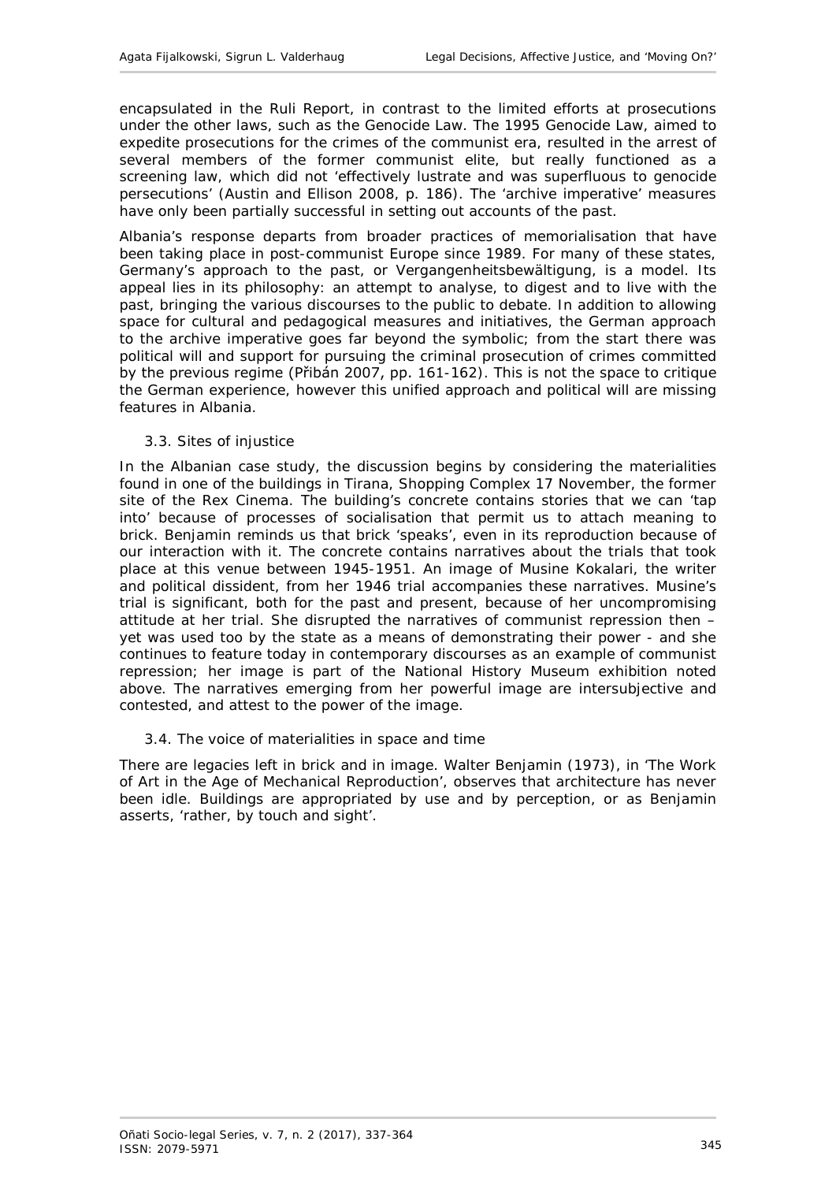encapsulated in the Ruli Report, in contrast to the limited efforts at prosecutions under the other laws, such as the Genocide Law. The 1995 Genocide Law, aimed to expedite prosecutions for the crimes of the communist era, resulted in the arrest of several members of the former communist elite, but really functioned as a screening law, which did not 'effectively lustrate and was superfluous to genocide persecutions' (Austin and Ellison 2008, p. 186). The 'archive imperative' measures have only been partially successful in setting out accounts of the past.

Albania's response departs from broader practices of memorialisation that have been taking place in post-communist Europe since 1989. For many of these states, Germany's approach to the past, or *Vergangenheitsbewältigung*, is a model. Its appeal lies in its philosophy: an attempt to analyse, to digest and to live with the past, bringing the various discourses to the public to debate. In addition to allowing space for cultural and pedagogical measures and initiatives, the German approach to the archive imperative goes far beyond the symbolic; from the start there was political will and support for pursuing the criminal prosecution of crimes committed by the previous regime (Přibán 2007, pp. 161-162). This is not the space to critique the German experience, however this unified approach and political will are missing features in Albania.

### 3.3. Sites of injustice

In the Albanian case study, the discussion begins by considering the materialities found in one of the buildings in Tirana, Shopping Complex 17 November, the former site of the Rex Cinema. The building's concrete contains stories that we can 'tap into' because of processes of socialisation that permit us to attach meaning to brick. Benjamin reminds us that brick 'speaks', even in its reproduction because of our interaction with it. The concrete contains narratives about the trials that took place at this venue between 1945-1951. An image of Musine Kokalari, the writer and political dissident, from her 1946 trial accompanies these narratives. Musine's trial is significant, both for the past and present, because of her uncompromising attitude at her trial. She disrupted the narratives of communist repression then – yet was used too by the state as a means of demonstrating their power - and she continues to feature today in contemporary discourses as an example of communist repression; her image is part of the National History Museum exhibition noted above. The narratives emerging from her powerful image are intersubjective and contested, and attest to the power of the image.

### 3.4. The voice of materialities in space and time

There are legacies left in brick and in image. Walter Benjamin (1973), in 'The Work of Art in the Age of Mechanical Reproduction', observes that architecture has never been idle. Buildings are appropriated by use and by perception, or as Benjamin asserts, 'rather, by touch and sight'.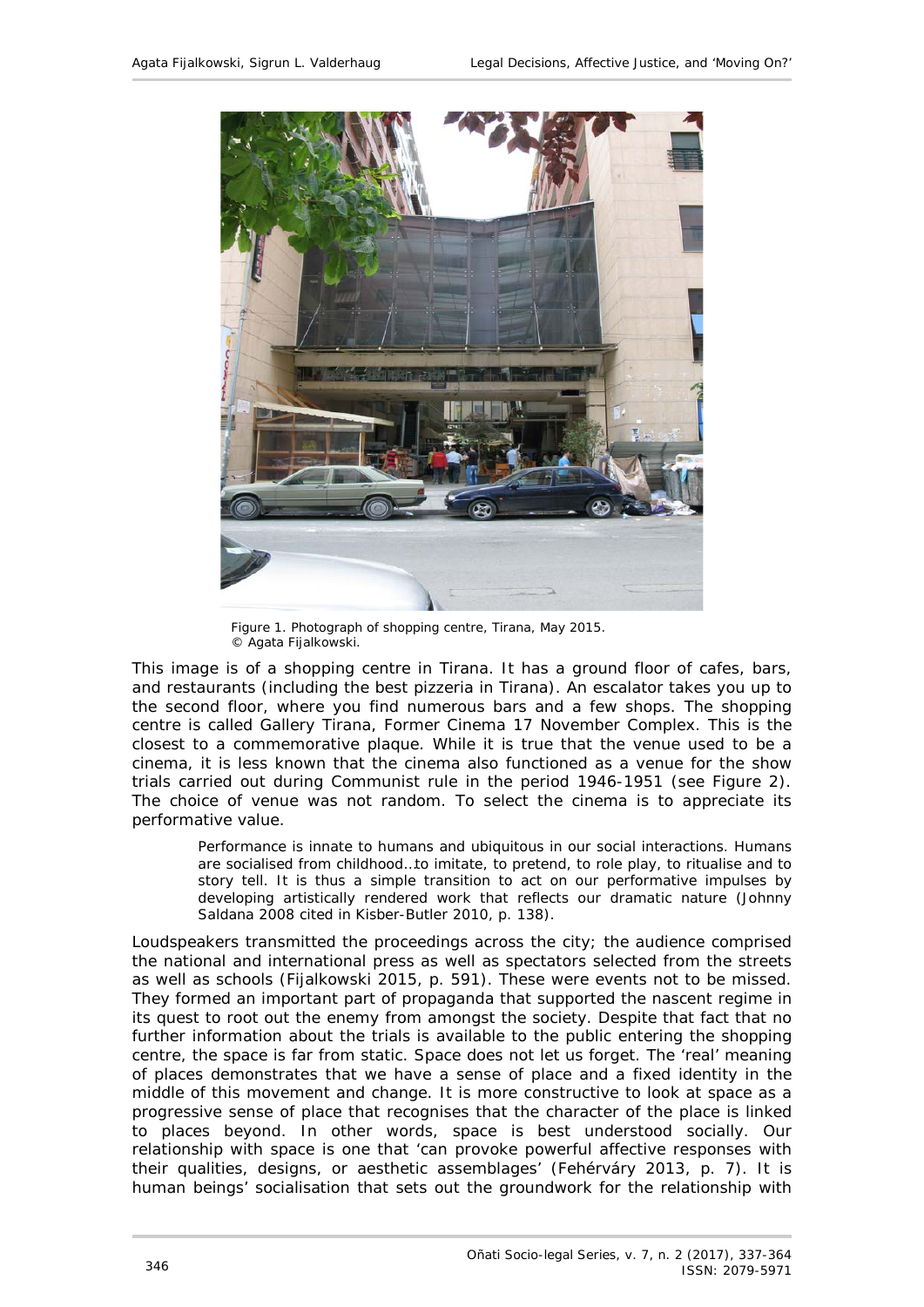Figure 1. Photograph of shopping centre, Tirana, May 2015.
© Agata Fijalkowski.

This image is of a shopping centre in Tirana. It has a ground floor of cafes, bars, and restaurants (including the best pizzeria in Tirana). An escalator takes you up to the second floor, where you find numerous bars and a few shops. The shopping centre is called Gallery Tirana, Former Cinema 17 November Complex. This is the closest to a commemorative plaque. While it is true that the venue used to be a cinema, it is less known that the cinema also functioned as a venue for the show trials carried out during Communist rule in the period 1946-1951 (see Figure 2). The choice of venue was not random. To select the cinema is to appreciate its performative value.

> Performance is innate to humans and ubiquitous in our social interactions. Humans are socialised from childhood…to imitate, to pretend, to role play, to ritualise and to story tell. It is thus a simple transition to act on our performative impulses by developing artistically rendered work that reflects our dramatic nature (Johnny Saldana 2008 cited in Kisber-Butler 2010, p. 138).

Loudspeakers transmitted the proceedings across the city; the audience comprised the national and international press as well as spectators selected from the streets as well as schools (Fijalkowski 2015, p. 591). These were events not to be missed. They formed an important part of propaganda that supported the nascent regime in its quest to root out the enemy from amongst the society. Despite that fact that no further information about the trials is available to the public entering the shopping centre, the space is far from static. Space does not let us forget. The 'real' meaning of places demonstrates that we have a sense of place and a fixed identity in the middle of this movement and change. It is more constructive to look at space as a progressive sense of place that recognises that the character of the place is linked to places beyond. In other words, space is best understood socially. Our relationship with space is one that 'can provoke powerful affective responses with their qualities, designs, or aesthetic assemblages' (Fehérváry 2013, p. 7). It is human beings' socialisation that sets out the groundwork for the relationship with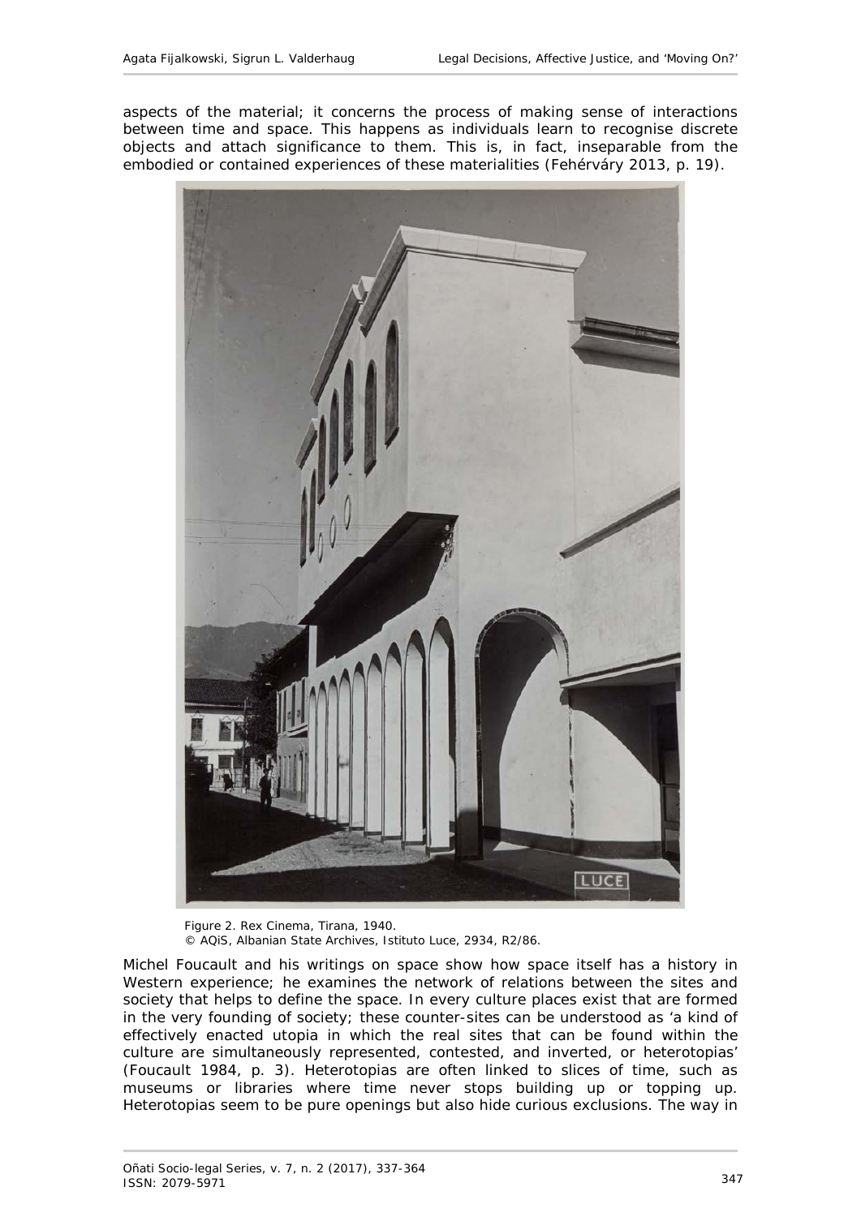aspects of the material; it concerns the process of making sense of interactions between time and space. This happens as individuals learn to recognise discrete objects and attach significance to them. This is, in fact, inseparable from the embodied or contained experiences of these materialities (Fehérváry 2013, p. 19).

Figure 2. Rex Cinema, Tirana, 1940.
© AQiS, Albanian State Archives, Istituto Luce, 2934, R2/86.

Michel Foucault and his writings on space show how space itself has a history in Western experience; he examines the network of relations between the sites and society that helps to define the space. In every culture places exist that are formed in the very founding of society; these counter-sites can be understood as 'a kind of effectively enacted utopia in which the real sites that can be found within the culture are simultaneously represented, contested, and inverted, or heterotopias' (Foucault 1984, p. 3). Heterotopias are often linked to slices of time, such as museums or libraries where time never stops building up or topping up. Heterotopias seem to be pure openings but also hide curious exclusions. The way in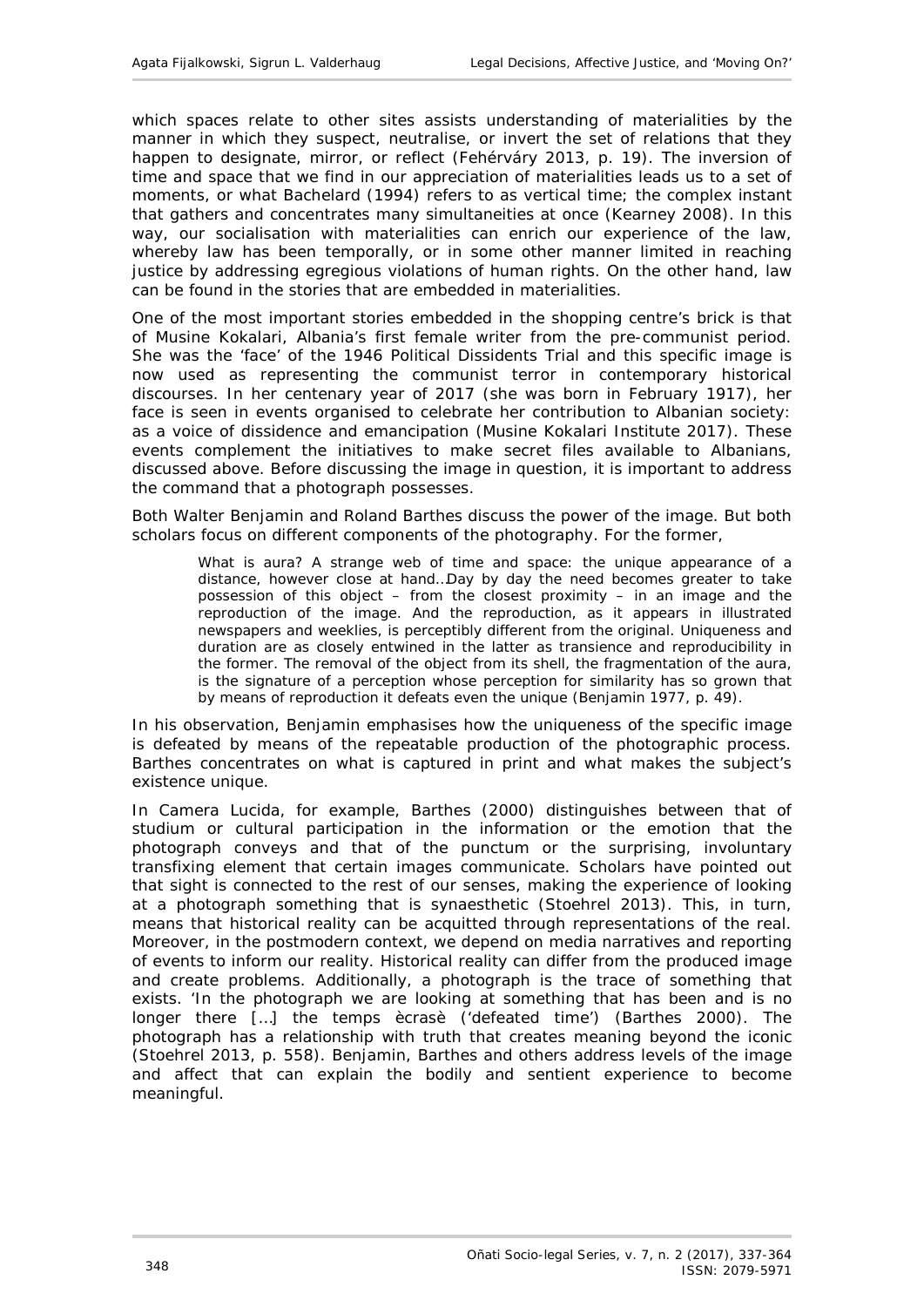which spaces relate to other sites assists understanding of materialities by the manner in which they suspect, neutralise, or invert the set of relations that they happen to designate, mirror, or reflect (Fehérváry 2013, p. 19). The inversion of time and space that we find in our appreciation of materialities leads us to a set of moments, or what Bachelard (1994) refers to as vertical time; the complex instant that gathers and concentrates many simultaneities at once (Kearney 2008). In this way, our socialisation with materialities can enrich our experience of the law, whereby law has been temporally, or in some other manner limited in reaching justice by addressing egregious violations of human rights. On the other hand, law can be found in the stories that are embedded in materialities.

One of the most important stories embedded in the shopping centre's brick is that of Musine Kokalari, Albania's first female writer from the pre-communist period. She was the 'face' of the 1946 Political Dissidents Trial and this specific image is now used as representing the communist terror in contemporary historical discourses. In her centenary year of 2017 (she was born in February 1917), her face is seen in events organised to celebrate her contribution to Albanian society: as a voice of dissidence and emancipation (Musine Kokalari Institute 2017). These events complement the initiatives to make secret files available to Albanians, discussed above. Before discussing the image in question, it is important to address the command that a photograph possesses.

Both Walter Benjamin and Roland Barthes discuss the power of the image. But both scholars focus on different components of the photography. For the former,

> What is aura? A strange web of time and space: the unique appearance of a distance, however close at hand…Day by day the need becomes greater to take possession of this object – from the closest proximity – in an image and the reproduction of the image. And the reproduction, as it appears in illustrated newspapers and weeklies, is perceptibly different from the original. Uniqueness and duration are as closely entwined in the latter as transience and reproducibility in the former. The removal of the object from its shell, the fragmentation of the aura, is the signature of a perception whose perception for similarity has so grown that by means of reproduction it defeats even the unique (Benjamin 1977, p. 49).

In his observation, Benjamin emphasises how the uniqueness of the specific image is defeated by means of the repeatable production of the photographic process. Barthes concentrates on what is captured in print and what makes the subject's existence unique.

In *Camera Lucida*, for example, Barthes (2000) distinguishes between that of *studium* or cultural participation in the information or the emotion that the photograph conveys and that of the *punctum* or the surprising, involuntary transfixing element that certain images communicate. Scholars have pointed out that sight is connected to the rest of our senses, making the experience of looking at a photograph something that is synaesthetic (Stoehrel 2013). This, in turn, means that historical reality can be acquitted through representations of the real. Moreover, in the postmodern context, we depend on media narratives and reporting of events to inform our reality. Historical reality can differ from the produced image and create problems. Additionally, a photograph is the trace of something that exists. 'In the photograph we are looking at something that has been and is no longer there […] the *temps ècrasè* ('defeated time') (Barthes 2000). The photograph has a relationship with truth that creates meaning beyond the iconic (Stoehrel 2013, p. 558). Benjamin, Barthes and others address levels of the image and affect that can explain the bodily and sentient experience to become meaningful.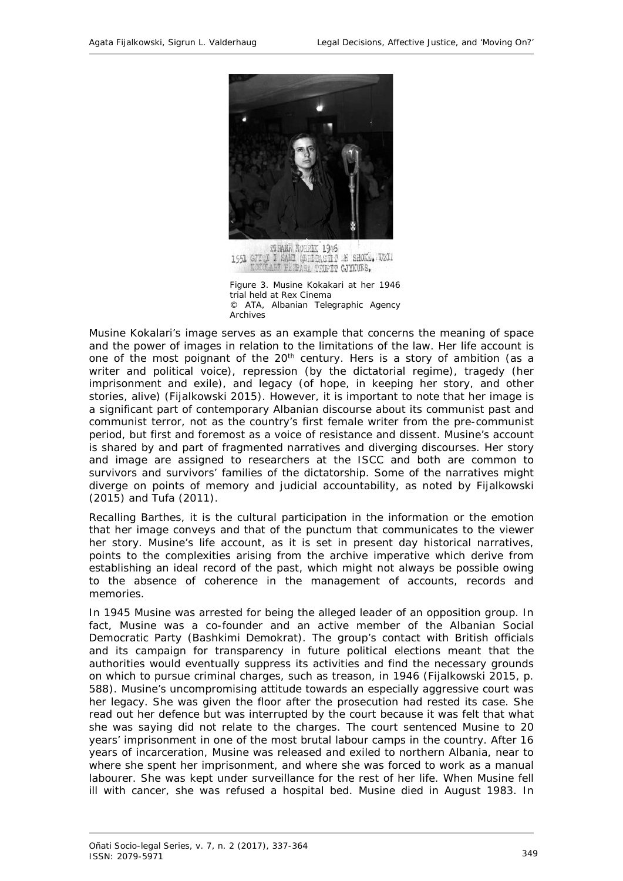Figure 3. Musine Kokakari at her 1946 trial held at Rex Cinema
© ATA, Albanian Telegraphic Agency Archives

Musine Kokalari's image serves as an example that concerns the meaning of space and the power of images in relation to the limitations of the law. Her life account is one of the most poignant of the 20th century. Hers is a story of ambition (as a writer and political voice), repression (by the dictatorial regime), tragedy (her imprisonment and exile), and legacy (of hope, in keeping her story, and other stories, alive) (Fijalkowski 2015). However, it is important to note that her image is a significant part of contemporary Albanian discourse about its communist past and communist terror, not as the country's first female writer from the pre-communist period, but first and foremost as a voice of resistance and dissent. Musine's account is shared by and part of fragmented narratives and diverging discourses. Her story and image are assigned to researchers at the ISCC and both are common to survivors and survivors' families of the dictatorship. Some of the narratives might diverge on points of memory and judicial accountability, as noted by Fijalkowski (2015) and Tufa (2011).

Recalling Barthes, it is the cultural participation in the information or the emotion that her image conveys and that of the punctum that communicates to the viewer her story. Musine's life account, as it is set in present day historical narratives, points to the complexities arising from the archive imperative which derive from establishing an ideal record of the past, which might not always be possible owing to the absence of coherence in the management of accounts, records and memories.

In 1945 Musine was arrested for being the alleged leader of an opposition group. In fact, Musine was a co-founder and an active member of the Albanian Social Democratic Party (Bashkimi Demokrat). The group's contact with British officials and its campaign for transparency in future political elections meant that the authorities would eventually suppress its activities and find the necessary grounds on which to pursue criminal charges, such as treason, in 1946 (Fijalkowski 2015, p. 588). Musine's uncompromising attitude towards an especially aggressive court was her legacy. She was given the floor after the prosecution had rested its case. She read out her defence but was interrupted by the court because it was felt that what she was saying did not relate to the charges. The court sentenced Musine to 20 years' imprisonment in one of the most brutal labour camps in the country. After 16 years of incarceration, Musine was released and exiled to northern Albania, near to where she spent her imprisonment, and where she was forced to work as a manual labourer. She was kept under surveillance for the rest of her life. When Musine fell ill with cancer, she was refused a hospital bed. Musine died in August 1983. In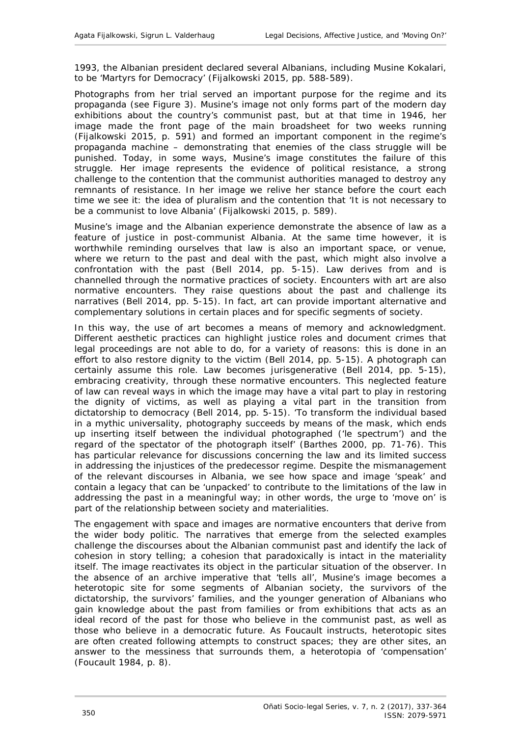1993, the Albanian president declared several Albanians, including Musine Kokalari, to be 'Martyrs for Democracy' (Fijalkowski 2015, pp. 588-589).

Photographs from her trial served an important purpose for the regime and its propaganda (see Figure 3). Musine's image not only forms part of the modern day exhibitions about the country's communist past, but at that time in 1946, her image made the front page of the main broadsheet for two weeks running (Fijalkowski 2015, p. 591) and formed an important component in the regime's propaganda machine – demonstrating that enemies of the class struggle will be punished. Today, in some ways, Musine's image constitutes the failure of this struggle. Her image represents the evidence of political resistance, a strong challenge to the contention that the communist authorities managed to destroy any remnants of resistance. In her image we relive her stance before the court each time we see it: the idea of pluralism and the contention that 'It is not necessary to be a communist to love Albania' (Fijalkowski 2015, p. 589).

Musine's image and the Albanian experience demonstrate the absence of law as a feature of justice in post-communist Albania. At the same time however, it is worthwhile reminding ourselves that law is also an important space, or venue, where we return to the past and deal with the past, which might also involve a confrontation with the past (Bell 2014, pp. 5-15). Law derives from and is channelled through the normative practices of society. Encounters with art are also normative encounters. They raise questions about the past and challenge its narratives (Bell 2014, pp. 5-15). In fact, art can provide important alternative and complementary solutions in certain places and for specific segments of society.

In this way, the use of art becomes a means of memory and acknowledgment. Different aesthetic practices can highlight justice roles and document crimes that legal proceedings are not able to do, for a variety of reasons: this is done in an effort to also restore dignity to the victim (Bell 2014, pp. 5-15). A photograph can certainly assume this role. Law becomes jurisgenerative (Bell 2014, pp. 5-15), embracing creativity, through these normative encounters. This neglected feature of law can reveal ways in which the image may have a vital part to play in restoring the dignity of victims, as well as playing a vital part in the transition from dictatorship to democracy (Bell 2014, pp. 5-15). 'To transform the individual based in a mythic universality, photography succeeds by means of the mask, which ends up inserting itself between the individual photographed ('le spectrum') and the regard of the spectator of the photograph itself' (Barthes 2000, pp. 71-76). This has particular relevance for discussions concerning the law and its limited success in addressing the injustices of the predecessor regime. Despite the mismanagement of the relevant discourses in Albania, we see how space and image 'speak' and contain a legacy that can be 'unpacked' to contribute to the limitations of the law in addressing the past in a meaningful way; in other words, the urge to 'move on' is part of the relationship between society and materialities.

The engagement with space and images are normative encounters that derive from the wider body politic. The narratives that emerge from the selected examples challenge the discourses about the Albanian communist past and identify the lack of cohesion in story telling; a cohesion that paradoxically is intact in the materiality itself. The image reactivates its object in the particular situation of the observer. In the absence of an archive imperative that 'tells all', Musine's image becomes a heterotopic site for some segments of Albanian society, the survivors of the dictatorship, the survivors' families, and the younger generation of Albanians who gain knowledge about the past from families or from exhibitions that acts as an ideal record of the past for those who believe in the communist past, as well as those who believe in a democratic future. As Foucault instructs, heterotopic sites are often created following attempts to construct spaces; they are other sites, an answer to the messiness that surrounds them, a heterotopia of 'compensation' (Foucault 1984, p. 8).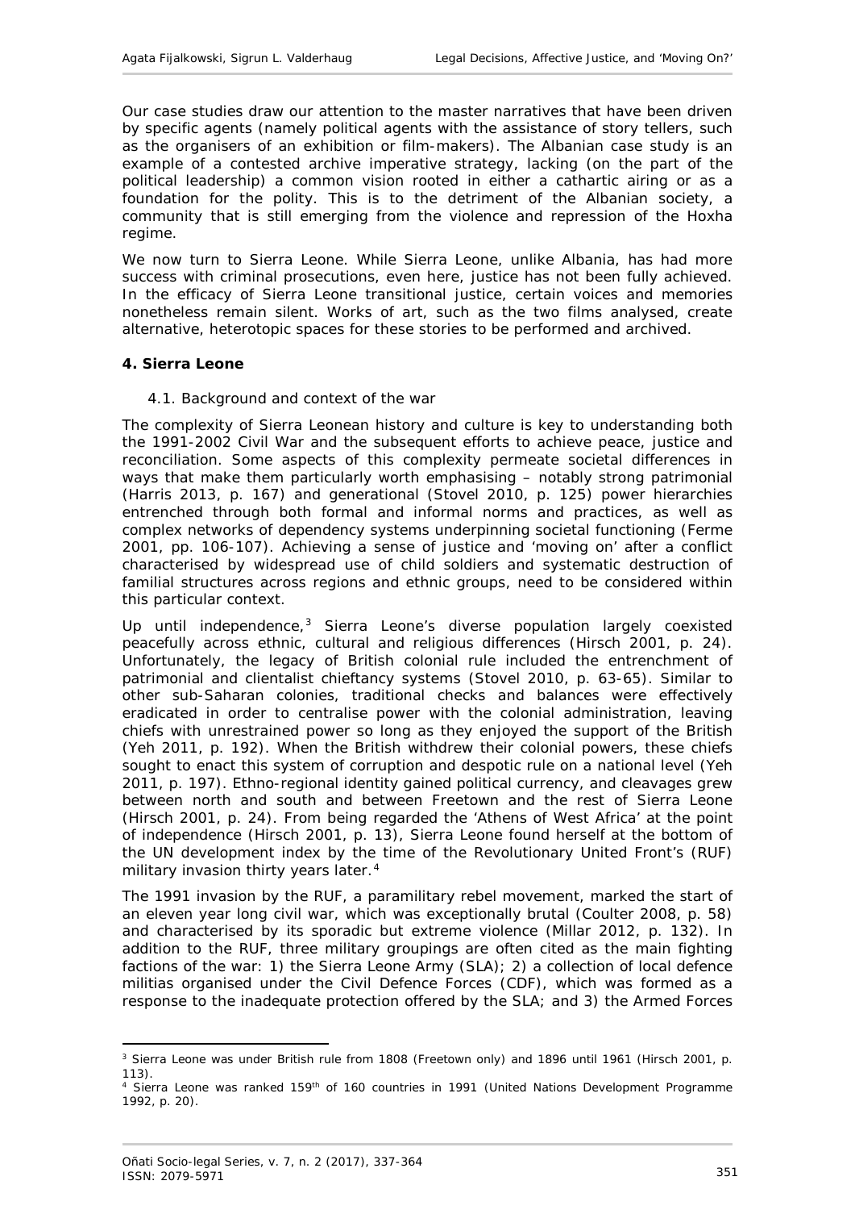Our case studies draw our attention to the master narratives that have been driven by specific agents (namely political agents with the assistance of story tellers, such as the organisers of an exhibition or film-makers). The Albanian case study is an example of a contested archive imperative strategy, lacking (on the part of the political leadership) a common vision rooted in either a cathartic airing or as a foundation for the polity. This is to the detriment of the Albanian society, a community that is still emerging from the violence and repression of the Hoxha regime.

We now turn to Sierra Leone. While Sierra Leone, unlike Albania, has had more success with criminal prosecutions, even here, justice has not been fully achieved. In the efficacy of Sierra Leone transitional justice, certain voices and memories nonetheless remain silent. Works of art, such as the two films analysed, create alternative, heterotopic spaces for these stories to be performed and archived.

## 4. Sierra Leone

### 4.1. Background and context of the war

The complexity of Sierra Leonean history and culture is key to understanding both the 1991-2002 Civil War and the subsequent efforts to achieve peace, justice and reconciliation. Some aspects of this complexity permeate societal differences in ways that make them particularly worth emphasising – notably strong patrimonial (Harris 2013, p. 167) and generational (Stovel 2010, p. 125) power hierarchies entrenched through both formal and informal norms and practices, as well as complex networks of dependency systems underpinning societal functioning (Ferme 2001, pp. 106-107). Achieving a sense of justice and 'moving on' after a conflict characterised by widespread use of child soldiers and systematic destruction of familial structures across regions and ethnic groups, need to be considered within this particular context.

Up until independence,[3] Sierra Leone's diverse population largely coexisted peacefully across ethnic, cultural and religious differences (Hirsch 2001, p. 24). Unfortunately, the legacy of British colonial rule included the entrenchment of patrimonial and clientalist chieftancy systems (Stovel 2010, p. 63-65). Similar to other sub-Saharan colonies, traditional checks and balances were effectively eradicated in order to centralise power with the colonial administration, leaving chiefs with unrestrained power so long as they enjoyed the support of the British (Yeh 2011, p. 192). When the British withdrew their colonial powers, these chiefs sought to enact this system of corruption and despotic rule on a national level (Yeh 2011, p. 197). Ethno-regional identity gained political currency, and cleavages grew between north and south and between Freetown and the rest of Sierra Leone (Hirsch 2001, p. 24). From being regarded the 'Athens of West Africa' at the point of independence (Hirsch 2001, p. 13), Sierra Leone found herself at the bottom of the UN development index by the time of the Revolutionary United Front's (RUF) military invasion thirty years later.[4]

The 1991 invasion by the RUF, a paramilitary rebel movement, marked the start of an eleven year long civil war, which was exceptionally brutal (Coulter 2008, p. 58) and characterised by its sporadic but extreme violence (Millar 2012, p. 132). In addition to the RUF, three military groupings are often cited as the main fighting factions of the war: 1) the Sierra Leone Army (SLA); 2) a collection of local defence militias organised under the Civil Defence Forces (CDF), which was formed as a response to the inadequate protection offered by the SLA; and 3) the Armed Forces

---

[3] Sierra Leone was under British rule from 1808 (Freetown only) and 1896 until 1961 (Hirsch 2001, p. 113).

[4] Sierra Leone was ranked 159th of 160 countries in 1991 (United Nations Development Programme 1992, p. 20).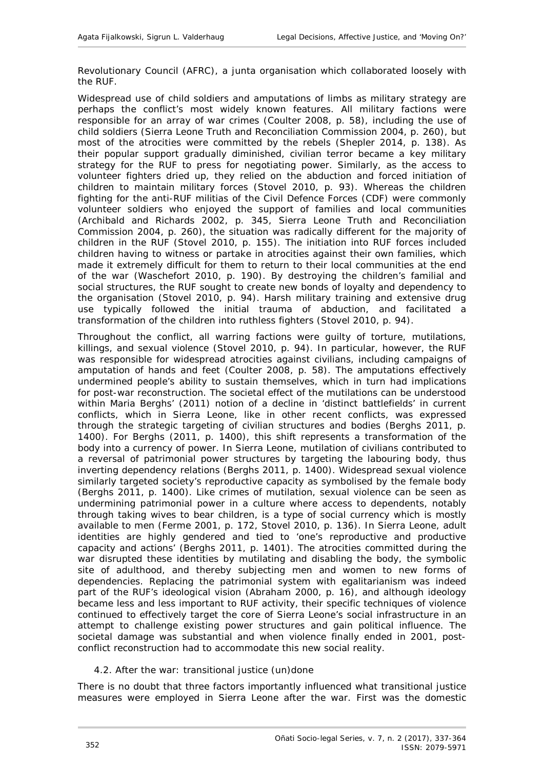Revolutionary Council (AFRC), a junta organisation which collaborated loosely with the RUF.

Widespread use of child soldiers and amputations of limbs as military strategy are perhaps the conflict's most widely known features. All military factions were responsible for an array of war crimes (Coulter 2008, p. 58), including the use of child soldiers (Sierra Leone Truth and Reconciliation Commission 2004, p. 260), but most of the atrocities were committed by the rebels (Shepler 2014, p. 138). As their popular support gradually diminished, civilian terror became a key military strategy for the RUF to press for negotiating power. Similarly, as the access to volunteer fighters dried up, they relied on the abduction and forced initiation of children to maintain military forces (Stovel 2010, p. 93). Whereas the children fighting for the anti-RUF militias of the Civil Defence Forces (CDF) were commonly volunteer soldiers who enjoyed the support of families and local communities (Archibald and Richards 2002, p. 345, Sierra Leone Truth and Reconciliation Commission 2004, p. 260), the situation was radically different for the majority of children in the RUF (Stovel 2010, p. 155). The initiation into RUF forces included children having to witness or partake in atrocities against their own families, which made it extremely difficult for them to return to their local communities at the end of the war (Waschefort 2010, p. 190). By destroying the children's familial and social structures, the RUF sought to create new bonds of loyalty and dependency to the organisation (Stovel 2010, p. 94). Harsh military training and extensive drug use typically followed the initial trauma of abduction, and facilitated a transformation of the children into ruthless fighters (Stovel 2010, p. 94).

Throughout the conflict, all warring factions were guilty of torture, mutilations, killings, and sexual violence (Stovel 2010, p. 94). In particular, however, the RUF was responsible for widespread atrocities against civilians, including campaigns of amputation of hands and feet (Coulter 2008, p. 58). The amputations effectively undermined people's ability to sustain themselves, which in turn had implications for post-war reconstruction. The societal effect of the mutilations can be understood within Maria Berghs' (2011) notion of a decline in 'distinct battlefields' in current conflicts, which in Sierra Leone, like in other recent conflicts, was expressed through the strategic targeting of civilian structures and bodies (Berghs 2011, p. 1400). For Berghs (2011, p. 1400), this shift represents a transformation of the body into a currency of power. In Sierra Leone, mutilation of civilians contributed to a reversal of patrimonial power structures by targeting the labouring body, thus inverting dependency relations (Berghs 2011, p. 1400). Widespread sexual violence similarly targeted society's reproductive capacity as symbolised by the female body (Berghs 2011, p. 1400). Like crimes of mutilation, sexual violence can be seen as undermining patrimonial power in a culture where access to dependents, notably through taking wives to bear children, is a type of social currency which is mostly available to men (Ferme 2001, p. 172, Stovel 2010, p. 136). In Sierra Leone, adult identities are highly gendered and tied to 'one's reproductive and productive capacity and actions' (Berghs 2011, p. 1401). The atrocities committed during the war disrupted these identities by mutilating and disabling the body, the symbolic site of adulthood, and thereby subjecting men and women to new forms of dependencies. Replacing the patrimonial system with egalitarianism was indeed part of the RUF's ideological vision (Abraham 2000, p. 16), and although ideology became less and less important to RUF activity, their specific techniques of violence continued to effectively target the core of Sierra Leone's social infrastructure in an attempt to challenge existing power structures and gain political influence. The societal damage was substantial and when violence finally ended in 2001, post-conflict reconstruction had to accommodate this new social reality.

### 4.2. After the war: transitional justice (un)done

There is no doubt that three factors importantly influenced what transitional justice measures were employed in Sierra Leone after the war. First was the domestic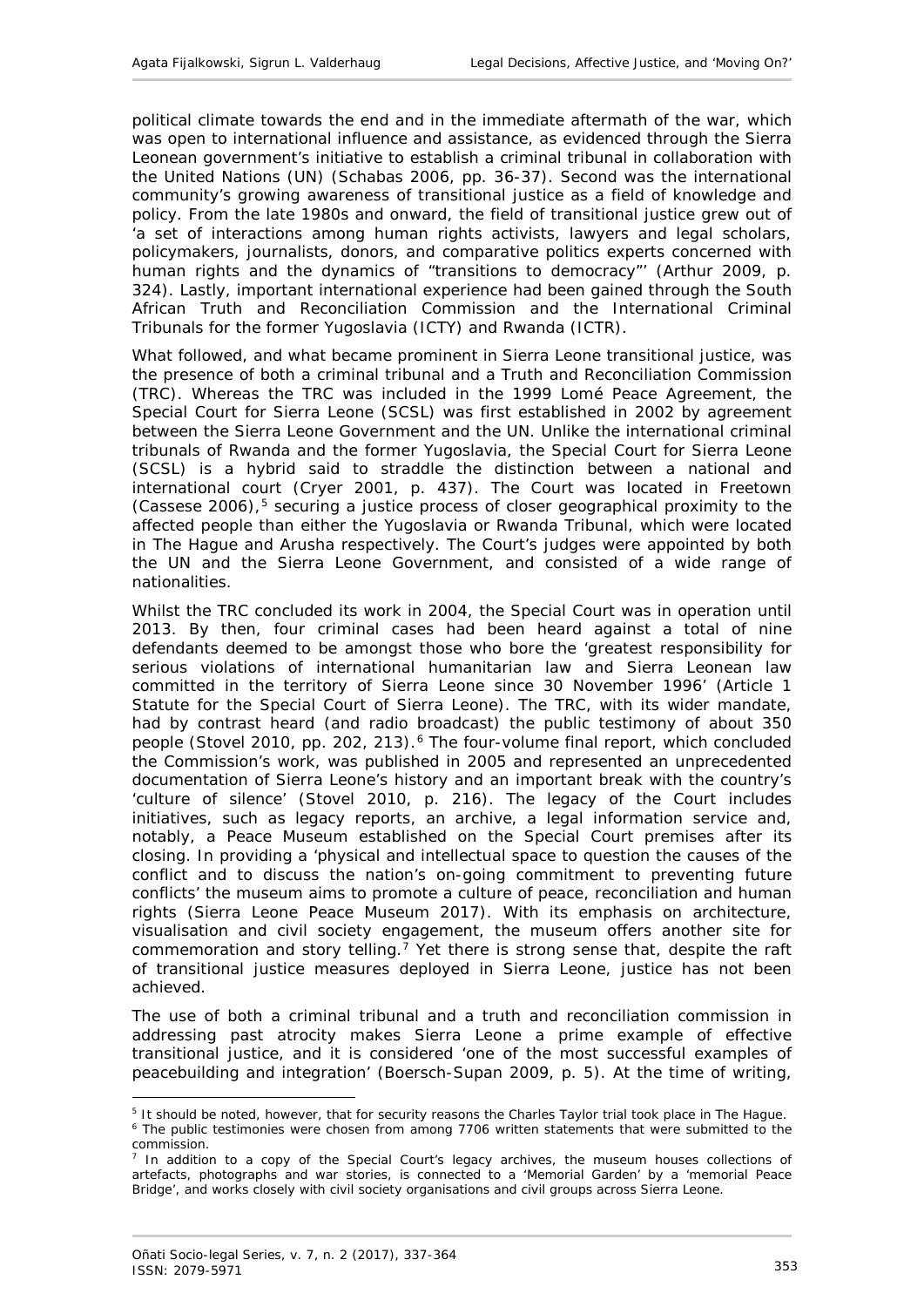political climate towards the end and in the immediate aftermath of the war, which was open to international influence and assistance, as evidenced through the Sierra Leonean government's initiative to establish a criminal tribunal in collaboration with the United Nations (UN) (Schabas 2006, pp. 36-37). Second was the international community's growing awareness of transitional justice as a field of knowledge and policy. From the late 1980s and onward, the field of transitional justice grew out of 'a set of interactions among human rights activists, lawyers and legal scholars, policymakers, journalists, donors, and comparative politics experts concerned with human rights and the dynamics of "transitions to democracy"' (Arthur 2009, p. 324). Lastly, important international experience had been gained through the South African Truth and Reconciliation Commission and the International Criminal Tribunals for the former Yugoslavia (ICTY) and Rwanda (ICTR).

What followed, and what became prominent in Sierra Leone transitional justice, was the presence of both a criminal tribunal and a Truth and Reconciliation Commission (TRC). Whereas the TRC was included in the 1999 Lomé Peace Agreement, the Special Court for Sierra Leone (SCSL) was first established in 2002 by agreement between the Sierra Leone Government and the UN. Unlike the international criminal tribunals of Rwanda and the former Yugoslavia, the Special Court for Sierra Leone (SCSL) is a hybrid said to straddle the distinction between a national and international court (Cryer 2001, p. 437). The Court was located in Freetown (Cassese 2006),[5] securing a justice process of closer geographical proximity to the affected people than either the Yugoslavia or Rwanda Tribunal, which were located in The Hague and Arusha respectively. The Court's judges were appointed by both the UN and the Sierra Leone Government, and consisted of a wide range of nationalities.

Whilst the TRC concluded its work in 2004, the Special Court was in operation until 2013. By then, four criminal cases had been heard against a total of nine defendants deemed to be amongst those who bore the 'greatest responsibility for serious violations of international humanitarian law and Sierra Leonean law committed in the territory of Sierra Leone since 30 November 1996' (Article 1 Statute for the Special Court of Sierra Leone). The TRC, with its wider mandate, had by contrast heard (and radio broadcast) the public testimony of about 350 people (Stovel 2010, pp. 202, 213).[6] The four-volume final report, which concluded the Commission's work, was published in 2005 and represented an unprecedented documentation of Sierra Leone's history and an important break with the country's 'culture of silence' (Stovel 2010, p. 216). The legacy of the Court includes initiatives, such as legacy reports, an archive, a legal information service and, notably, a Peace Museum established on the Special Court premises after its closing. In providing a 'physical and intellectual space to question the causes of the conflict and to discuss the nation's on-going commitment to preventing future conflicts' the museum aims to promote a culture of peace, reconciliation and human rights (Sierra Leone Peace Museum 2017). With its emphasis on architecture, visualisation and civil society engagement, the museum offers another site for commemoration and story telling.[7] Yet there is strong sense that, despite the raft of transitional justice measures deployed in Sierra Leone, justice has not been achieved.

The use of both a criminal tribunal and a truth and reconciliation commission in addressing past atrocity makes Sierra Leone a prime example of effective transitional justice, and it is considered 'one of the most successful examples of peacebuilding and integration' (Boersch-Supan 2009, p. 5). At the time of writing,

---

[5] It should be noted, however, that for security reasons the Charles Taylor trial took place in The Hague.

[6] The public testimonies were chosen from among 7706 written statements that were submitted to the commission.

[7] In addition to a copy of the Special Court's legacy archives, the museum houses collections of artefacts, photographs and war stories, is connected to a 'Memorial Garden' by a 'memorial Peace Bridge', and works closely with civil society organisations and civil groups across Sierra Leone.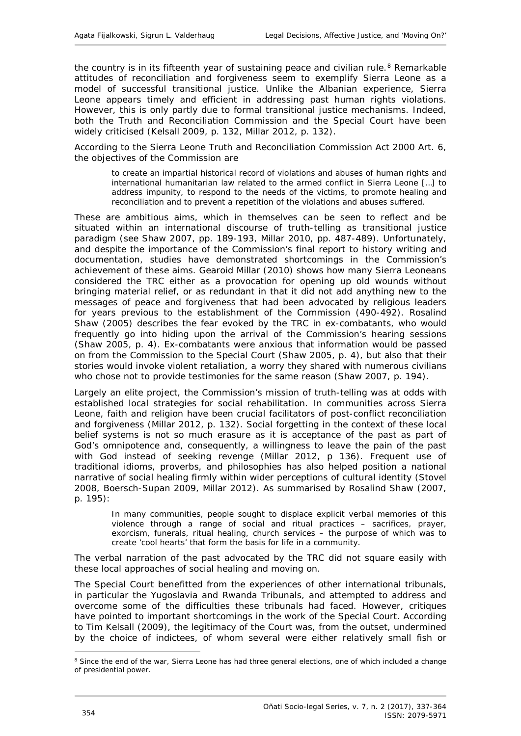the country is in its fifteenth year of sustaining peace and civilian rule.[8] Remarkable attitudes of reconciliation and forgiveness seem to exemplify Sierra Leone as a model of successful transitional justice. Unlike the Albanian experience, Sierra Leone appears timely and efficient in addressing past human rights violations. However, this is only partly due to formal transitional justice mechanisms. Indeed, both the Truth and Reconciliation Commission and the Special Court have been widely criticised (Kelsall 2009, p. 132, Millar 2012, p. 132).

According to the Sierra Leone Truth and Reconciliation Commission Act 2000 Art. 6, the objectives of the Commission are

> to create an impartial historical record of violations and abuses of human rights and international humanitarian law related to the armed conflict in Sierra Leone […] to address impunity, to respond to the needs of the victims, to promote healing and reconciliation and to prevent a repetition of the violations and abuses suffered.

These are ambitious aims, which in themselves can be seen to reflect and be situated within an international discourse of truth-telling as transitional justice paradigm (see Shaw 2007, pp. 189-193, Millar 2010, pp. 487-489). Unfortunately, and despite the importance of the Commission's final report to history writing and documentation, studies have demonstrated shortcomings in the Commission's achievement of these aims. Gearoid Millar (2010) shows how many Sierra Leoneans considered the TRC either as a provocation for opening up old wounds without bringing material relief, or as redundant in that it did not add anything new to the messages of peace and forgiveness that had been advocated by religious leaders for years previous to the establishment of the Commission (490-492). Rosalind Shaw (2005) describes the fear evoked by the TRC in ex-combatants, who would frequently go into hiding upon the arrival of the Commission's hearing sessions (Shaw 2005, p. 4). Ex-combatants were anxious that information would be passed on from the Commission to the Special Court (Shaw 2005, p. 4), but also that their stories would invoke violent retaliation, a worry they shared with numerous civilians who chose not to provide testimonies for the same reason (Shaw 2007, p. 194).

Largely an elite project, the Commission's mission of truth-telling was at odds with established local strategies for social rehabilitation. In communities across Sierra Leone, faith and religion have been crucial facilitators of post-conflict reconciliation and forgiveness (Millar 2012, p. 132). Social forgetting in the context of these local belief systems is not so much erasure as it is acceptance of the past as part of God's omnipotence and, consequently, a willingness to leave the pain of the past with God instead of seeking revenge (Millar 2012, p 136). Frequent use of traditional idioms, proverbs, and philosophies has also helped position a national narrative of social healing firmly within wider perceptions of cultural identity (Stovel 2008, Boersch-Supan 2009, Millar 2012). As summarised by Rosalind Shaw (2007, p. 195):

> In many communities, people sought to displace explicit verbal memories of this violence through a range of social and ritual practices – sacrifices, prayer, exorcism, funerals, ritual healing, church services – the purpose of which was to create 'cool hearts' that form the basis for life in a community.

The verbal narration of the past advocated by the TRC did not square easily with these local approaches of social healing and moving on.

The Special Court benefitted from the experiences of other international tribunals, in particular the Yugoslavia and Rwanda Tribunals, and attempted to address and overcome some of the difficulties these tribunals had faced. However, critiques have pointed to important shortcomings in the work of the Special Court. According to Tim Kelsall (2009), the legitimacy of the Court was, from the outset, undermined by the choice of indictees, of whom several were either relatively small fish or

---

[8] Since the end of the war, Sierra Leone has had three general elections, one of which included a change of presidential power.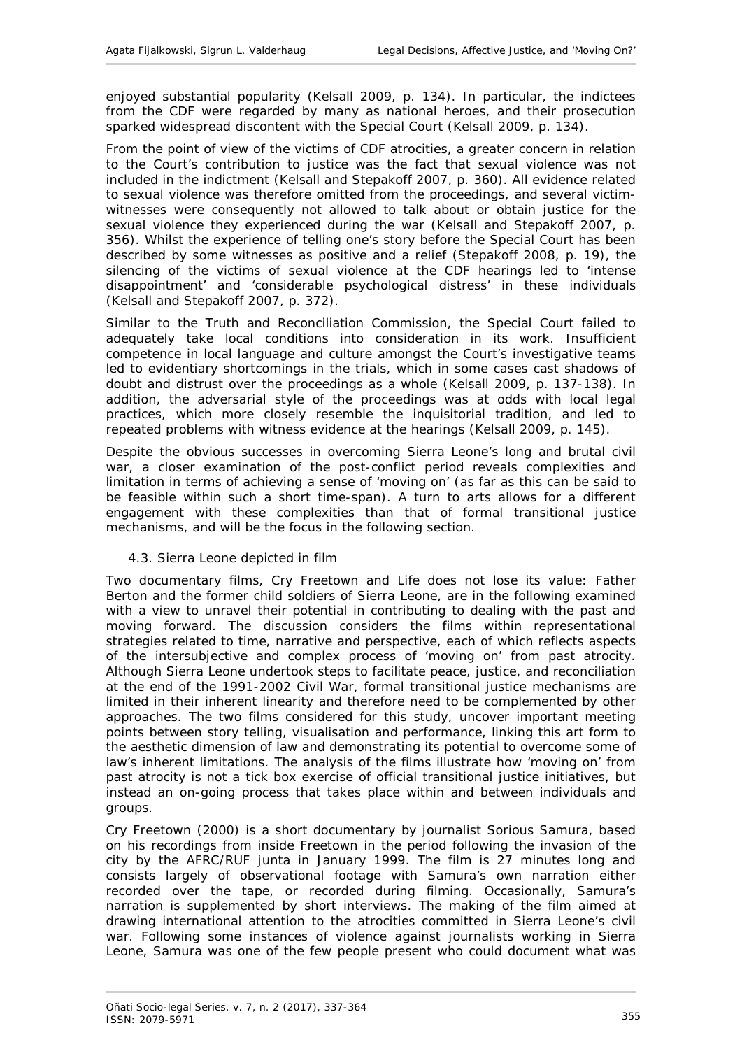enjoyed substantial popularity (Kelsall 2009, p. 134). In particular, the indictees from the CDF were regarded by many as national heroes, and their prosecution sparked widespread discontent with the Special Court (Kelsall 2009, p. 134).

From the point of view of the victims of CDF atrocities, a greater concern in relation to the Court's contribution to justice was the fact that sexual violence was not included in the indictment (Kelsall and Stepakoff 2007, p. 360). All evidence related to sexual violence was therefore omitted from the proceedings, and several victim-witnesses were consequently not allowed to talk about or obtain justice for the sexual violence they experienced during the war (Kelsall and Stepakoff 2007, p. 356). Whilst the experience of telling one's story before the Special Court has been described by some witnesses as positive and a relief (Stepakoff 2008, p. 19), the silencing of the victims of sexual violence at the CDF hearings led to 'intense disappointment' and 'considerable psychological distress' in these individuals (Kelsall and Stepakoff 2007, p. 372).

Similar to the Truth and Reconciliation Commission, the Special Court failed to adequately take local conditions into consideration in its work. Insufficient competence in local language and culture amongst the Court's investigative teams led to evidentiary shortcomings in the trials, which in some cases cast shadows of doubt and distrust over the proceedings as a whole (Kelsall 2009, p. 137-138). In addition, the adversarial style of the proceedings was at odds with local legal practices, which more closely resemble the inquisitorial tradition, and led to repeated problems with witness evidence at the hearings (Kelsall 2009, p. 145).

Despite the obvious successes in overcoming Sierra Leone's long and brutal civil war, a closer examination of the post-conflict period reveals complexities and limitation in terms of achieving a sense of 'moving on' (as far as this can be said to be feasible within such a short time-span). A turn to arts allows for a different engagement with these complexities than that of formal transitional justice mechanisms, and will be the focus in the following section.

### 4.3. Sierra Leone depicted in film

Two documentary films, *Cry Freetown* and *Life does not lose its value: Father Berton and the former child soldiers of Sierra Leone*, are in the following examined with a view to unravel their potential in contributing to dealing with the past and moving forward. The discussion considers the films within representational strategies related to time, narrative and perspective, each of which reflects aspects of the intersubjective and complex process of 'moving on' from past atrocity. Although Sierra Leone undertook steps to facilitate peace, justice, and reconciliation at the end of the 1991-2002 Civil War, formal transitional justice mechanisms are limited in their inherent linearity and therefore need to be complemented by other approaches. The two films considered for this study, uncover important meeting points between story telling, visualisation and performance, linking this art form to the aesthetic dimension of law and demonstrating its potential to overcome some of law's inherent limitations. The analysis of the films illustrate how 'moving on' from past atrocity is not a tick box exercise of official transitional justice initiatives, but instead an on-going process that takes place within and between individuals and groups.

*Cry Freetown* (2000) is a short documentary by journalist Sorious Samura, based on his recordings from inside Freetown in the period following the invasion of the city by the AFRC/RUF junta in January 1999. The film is 27 minutes long and consists largely of observational footage with Samura's own narration either recorded over the tape, or recorded during filming. Occasionally, Samura's narration is supplemented by short interviews. The making of the film aimed at drawing international attention to the atrocities committed in Sierra Leone's civil war. Following some instances of violence against journalists working in Sierra Leone, Samura was one of the few people present who could document what was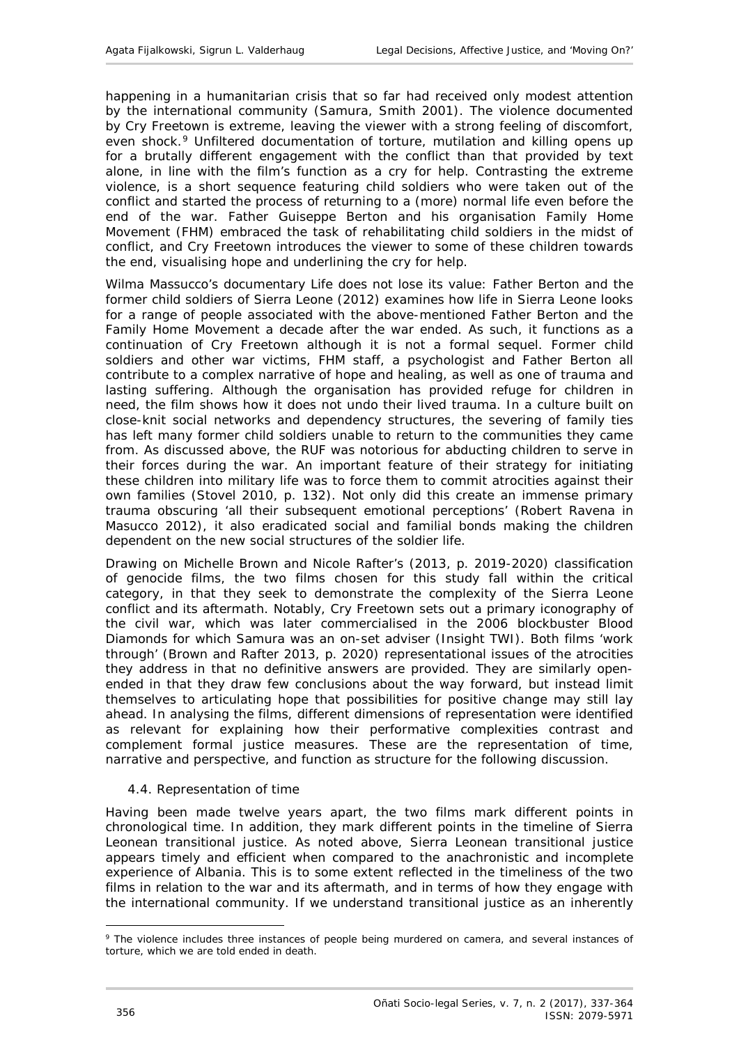happening in a humanitarian crisis that so far had received only modest attention by the international community (Samura, Smith 2001). The violence documented by Cry Freetown is extreme, leaving the viewer with a strong feeling of discomfort, even shock.[9] Unfiltered documentation of torture, mutilation and killing opens up for a brutally different engagement with the conflict than that provided by text alone, in line with the film's function as a cry for help. Contrasting the extreme violence, is a short sequence featuring child soldiers who were taken out of the conflict and started the process of returning to a (more) normal life even before the end of the war. Father Guiseppe Berton and his organisation Family Home Movement (FHM) embraced the task of rehabilitating child soldiers in the midst of conflict, and Cry Freetown introduces the viewer to some of these children towards the end, visualising hope and underlining the cry for help.

Wilma Massucco's documentary Life does not lose its value: Father Berton and the former child soldiers of Sierra Leone (2012) examines how life in Sierra Leone looks for a range of people associated with the above-mentioned Father Berton and the Family Home Movement a decade after the war ended. As such, it functions as a continuation of Cry Freetown although it is not a formal sequel. Former child soldiers and other war victims, FHM staff, a psychologist and Father Berton all contribute to a complex narrative of hope and healing, as well as one of trauma and lasting suffering. Although the organisation has provided refuge for children in need, the film shows how it does not undo their lived trauma. In a culture built on close-knit social networks and dependency structures, the severing of family ties has left many former child soldiers unable to return to the communities they came from. As discussed above, the RUF was notorious for abducting children to serve in their forces during the war. An important feature of their strategy for initiating these children into military life was to force them to commit atrocities against their own families (Stovel 2010, p. 132). Not only did this create an immense primary trauma obscuring 'all their subsequent emotional perceptions' (Robert Ravena in Masucco 2012), it also eradicated social and familial bonds making the children dependent on the new social structures of the soldier life.

Drawing on Michelle Brown and Nicole Rafter's (2013, p. 2019-2020) classification of genocide films, the two films chosen for this study fall within the critical category, in that they seek to demonstrate the complexity of the Sierra Leone conflict and its aftermath. Notably, Cry Freetown sets out a primary iconography of the civil war, which was later commercialised in the 2006 blockbuster Blood Diamonds for which Samura was an on-set adviser (Insight TWI). Both films 'work through' (Brown and Rafter 2013, p. 2020) representational issues of the atrocities they address in that no definitive answers are provided. They are similarly open-ended in that they draw few conclusions about the way forward, but instead limit themselves to articulating hope that possibilities for positive change may still lay ahead. In analysing the films, different dimensions of representation were identified as relevant for explaining how their performative complexities contrast and complement formal justice measures. These are the representation of time, narrative and perspective, and function as structure for the following discussion.

### 4.4. Representation of time

Having been made twelve years apart, the two films mark different points in chronological time. In addition, they mark different points in the timeline of Sierra Leonean transitional justice. As noted above, Sierra Leonean transitional justice appears timely and efficient when compared to the anachronistic and incomplete experience of Albania. This is to some extent reflected in the timeliness of the two films in relation to the war and its aftermath, and in terms of how they engage with the international community. If we understand transitional justice as an inherently

[9] The violence includes three instances of people being murdered on camera, and several instances of torture, which we are told ended in death.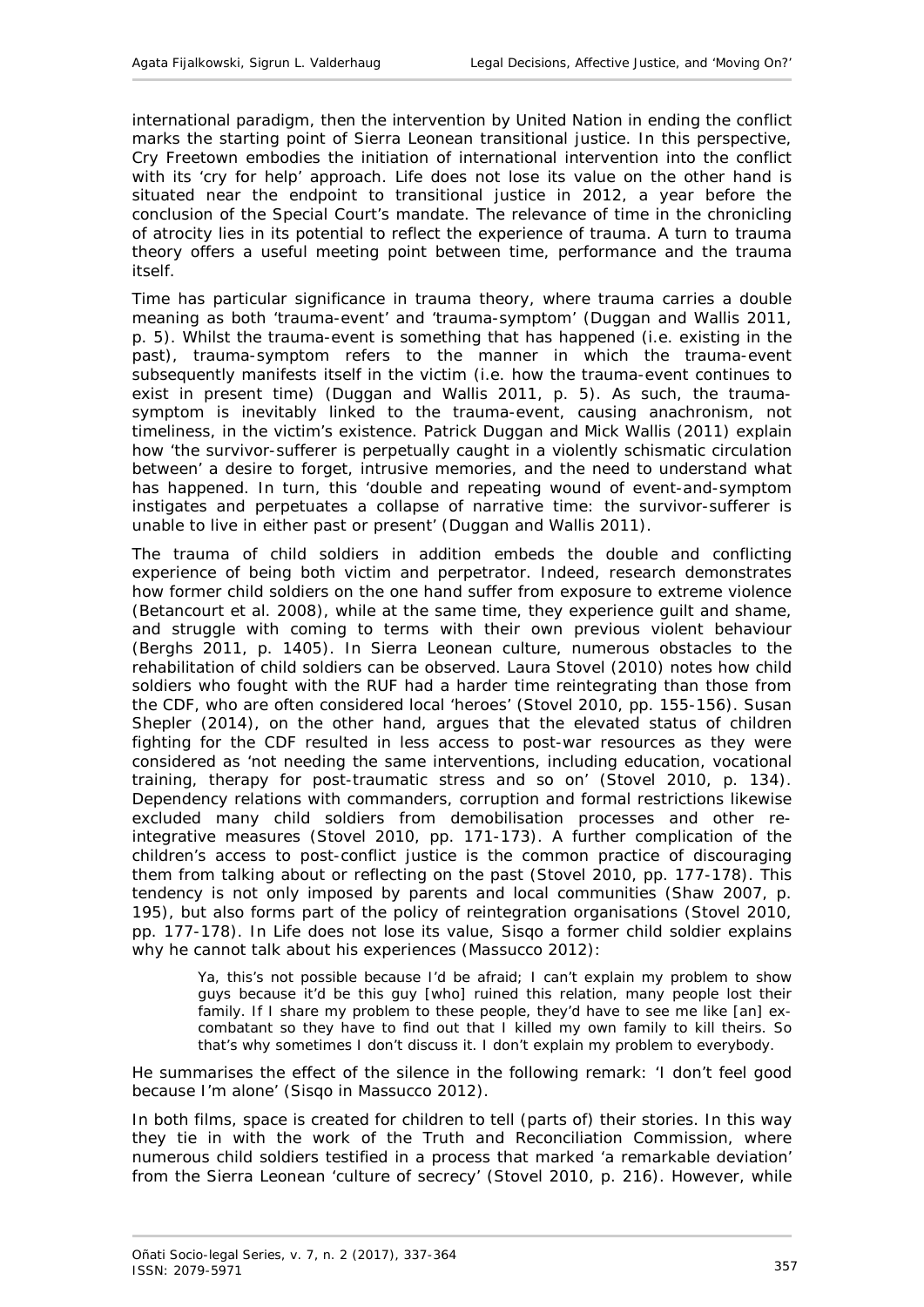international paradigm, then the intervention by United Nation in ending the conflict marks the starting point of Sierra Leonean transitional justice. In this perspective, *Cry Freetown* embodies the initiation of international intervention into the conflict with its 'cry for help' approach. *Life does not lose its value* on the other hand is situated near the endpoint to transitional justice in 2012, a year before the conclusion of the Special Court's mandate. The relevance of time in the chronicling of atrocity lies in its potential to reflect the experience of trauma. A turn to trauma theory offers a useful meeting point between time, performance and the trauma itself.

Time has particular significance in trauma theory, where trauma carries a double meaning as both 'trauma-event' and 'trauma-symptom' (Duggan and Wallis 2011, p. 5). Whilst the trauma-event is something that has happened (i.e. existing in the past), trauma-symptom refers to the manner in which the trauma-event subsequently manifests itself in the victim (i.e. how the trauma-event continues to exist in present time) (Duggan and Wallis 2011, p. 5). As such, the trauma-symptom is inevitably linked to the trauma-event, causing anachronism, not timeliness, in the victim's existence. Patrick Duggan and Mick Wallis (2011) explain how 'the survivor-sufferer is perpetually caught in a violently schismatic circulation between' a desire to forget, intrusive memories, and the need to understand what has happened. In turn, this 'double and repeating wound of event-and-symptom instigates and perpetuates a collapse of narrative time: the survivor-sufferer is unable to live in either past or present' (Duggan and Wallis 2011).

The trauma of child soldiers in addition embeds the double and conflicting experience of being both victim and perpetrator. Indeed, research demonstrates how former child soldiers on the one hand suffer from exposure to extreme violence (Betancourt et al. 2008), while at the same time, they experience guilt and shame, and struggle with coming to terms with their own previous violent behaviour (Berghs 2011, p. 1405). In Sierra Leonean culture, numerous obstacles to the rehabilitation of child soldiers can be observed. Laura Stovel (2010) notes how child soldiers who fought with the RUF had a harder time reintegrating than those from the CDF, who are often considered local 'heroes' (Stovel 2010, pp. 155-156). Susan Shepler (2014), on the other hand, argues that the elevated status of children fighting for the CDF resulted in less access to post-war resources as they were considered as 'not needing the same interventions, including education, vocational training, therapy for post-traumatic stress and so on' (Stovel 2010, p. 134). Dependency relations with commanders, corruption and formal restrictions likewise excluded many child soldiers from demobilisation processes and other re-integrative measures (Stovel 2010, pp. 171-173). A further complication of the children's access to post-conflict justice is the common practice of discouraging them from talking about or reflecting on the past (Stovel 2010, pp. 177-178). This tendency is not only imposed by parents and local communities (Shaw 2007, p. 195), but also forms part of the policy of reintegration organisations (Stovel 2010, pp. 177-178). In *Life does not lose its value*, Sisqo a former child soldier explains why he cannot talk about his experiences (Massucco 2012):

> Ya, this's not possible because I'd be afraid; I can't explain my problem to show guys because it'd be this guy [who] ruined this relation, many people lost their family. If I share my problem to these people, they'd have to see me like [an] ex-combatant so they have to find out that I killed my own family to kill theirs. So that's why sometimes I don't discuss it. I don't explain my problem to everybody.

He summarises the effect of the silence in the following remark: 'I don't feel good because I'm alone' (Sisqo in Massucco 2012).

In both films, space is created for children to tell (parts of) their stories. In this way they tie in with the work of the Truth and Reconciliation Commission, where numerous child soldiers testified in a process that marked 'a remarkable deviation' from the Sierra Leonean 'culture of secrecy' (Stovel 2010, p. 216). However, while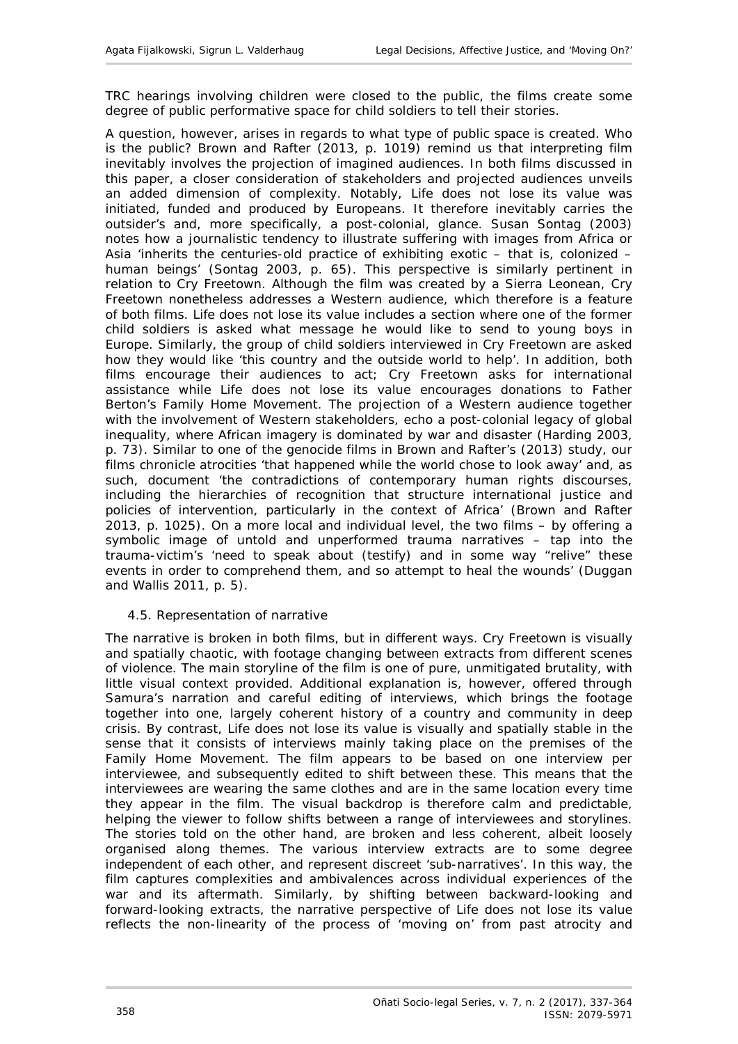TRC hearings involving children were closed to the public, the films create some degree of public performative space for child soldiers to tell their stories.

A question, however, arises in regards to what type of public space is created. Who is the public? Brown and Rafter (2013, p. 1019) remind us that interpreting film inevitably involves the projection of imagined audiences. In both films discussed in this paper, a closer consideration of stakeholders and projected audiences unveils an added dimension of complexity. Notably, *Life does not lose its value* was initiated, funded and produced by Europeans. It therefore inevitably carries the outsider's and, more specifically, a post-colonial, glance. Susan Sontag (2003) notes how a journalistic tendency to illustrate suffering with images from Africa or Asia 'inherits the centuries-old practice of exhibiting exotic – that is, colonized – human beings' (Sontag 2003, p. 65). This perspective is similarly pertinent in relation to *Cry Freetown*. Although the film was created by a Sierra Leonean, *Cry Freetown* nonetheless addresses a Western audience, which therefore is a feature of both films. *Life does not lose its value* includes a section where one of the former child soldiers is asked what message he would like to send to young boys in Europe. Similarly, the group of child soldiers interviewed in *Cry Freetown* are asked how they would like 'this country and the outside world to help'. In addition, both films encourage their audiences to act; *Cry Freetown* asks for international assistance while *Life does not lose its value* encourages donations to Father Berton's Family Home Movement. The projection of a Western audience together with the involvement of Western stakeholders, echo a post-colonial legacy of global inequality, where African imagery is dominated by war and disaster (Harding 2003, p. 73). Similar to one of the genocide films in Brown and Rafter's (2013) study, our films chronicle atrocities 'that happened while the world chose to look away' and, as such, document 'the contradictions of contemporary human rights discourses, including the hierarchies of recognition that structure international justice and policies of intervention, particularly in the context of Africa' (Brown and Rafter 2013, p. 1025). On a more local and individual level, the two films – by offering a symbolic image of untold and unperformed trauma narratives – tap into the trauma-victim's 'need to speak about (testify) and in some way "relive" these events in order to comprehend them, and so attempt to heal the wounds' (Duggan and Wallis 2011, p. 5).

### 4.5. Representation of narrative

The narrative is broken in both films, but in different ways. *Cry Freetown* is visually and spatially chaotic, with footage changing between extracts from different scenes of violence. The main storyline of the film is one of pure, unmitigated brutality, with little visual context provided. Additional explanation is, however, offered through Samura's narration and careful editing of interviews, which brings the footage together into one, largely coherent history of a country and community in deep crisis. By contrast, *Life does not lose its value* is visually and spatially stable in the sense that it consists of interviews mainly taking place on the premises of the Family Home Movement. The film appears to be based on one interview per interviewee, and subsequently edited to shift between these. This means that the interviewees are wearing the same clothes and are in the same location every time they appear in the film. The visual backdrop is therefore calm and predictable, helping the viewer to follow shifts between a range of interviewees and storylines. The stories told on the other hand, are broken and less coherent, albeit loosely organised along themes. The various interview extracts are to some degree independent of each other, and represent discreet 'sub-narratives'. In this way, the film captures complexities and ambivalences across individual experiences of the war and its aftermath. Similarly, by shifting between backward-looking and forward-looking extracts, the narrative perspective of *Life does not lose its value* reflects the non-linearity of the process of 'moving on' from past atrocity and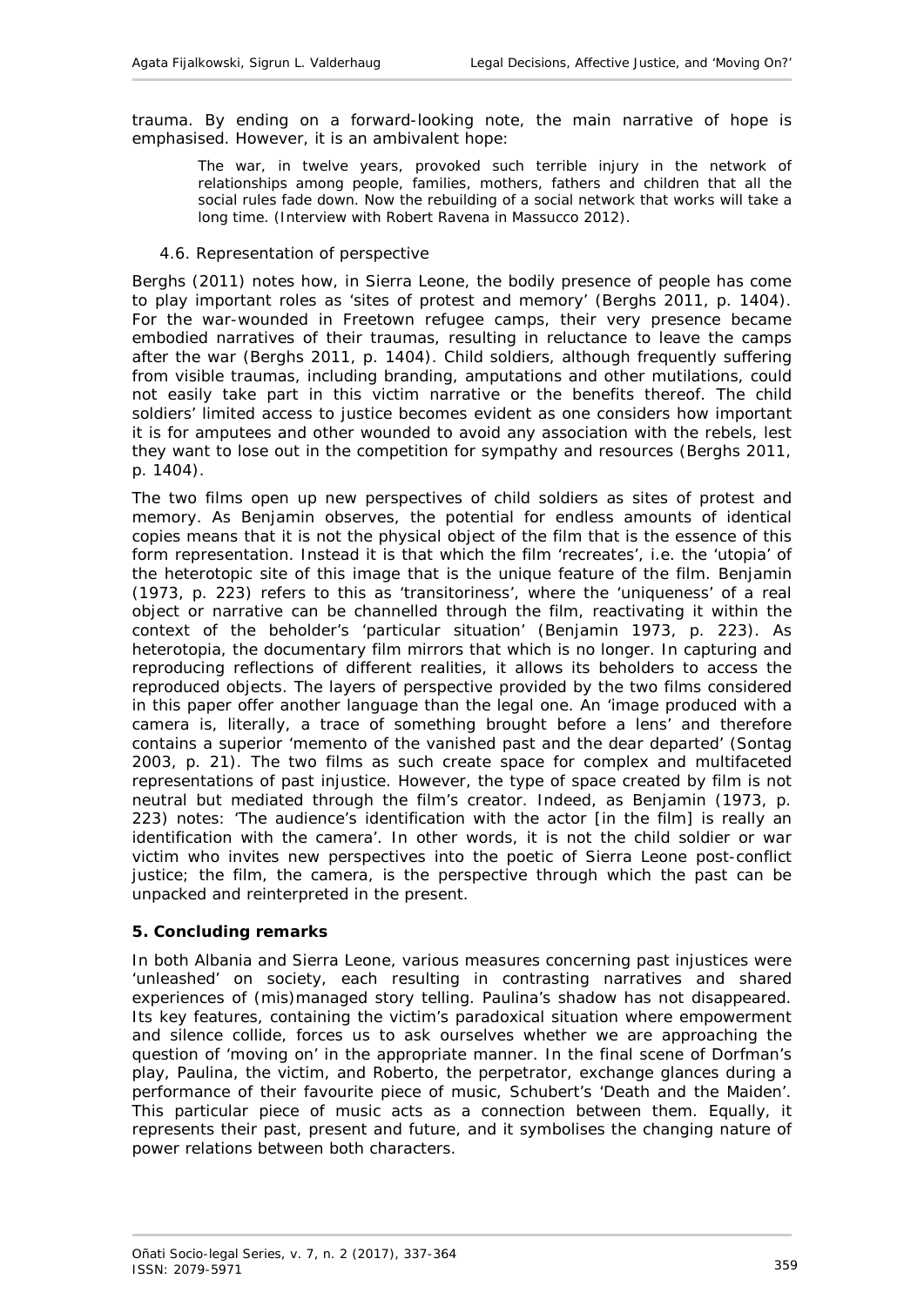trauma. By ending on a forward-looking note, the main narrative of hope is emphasised. However, it is an ambivalent hope:

> The war, in twelve years, provoked such terrible injury in the network of relationships among people, families, mothers, fathers and children that all the social rules fade down. Now the rebuilding of a social network that works will take a long time. (Interview with Robert Ravena in Massucco 2012).

### 4.6. Representation of perspective

Berghs (2011) notes how, in Sierra Leone, the bodily presence of people has come to play important roles as 'sites of protest and memory' (Berghs 2011, p. 1404). For the war-wounded in Freetown refugee camps, their very presence became embodied narratives of their traumas, resulting in reluctance to leave the camps after the war (Berghs 2011, p. 1404). Child soldiers, although frequently suffering from visible traumas, including branding, amputations and other mutilations, could not easily take part in this victim narrative or the benefits thereof. The child soldiers' limited access to justice becomes evident as one considers how important it is for amputees and other wounded to avoid any association with the rebels, lest they want to lose out in the competition for sympathy and resources (Berghs 2011, p. 1404).

The two films open up new perspectives of child soldiers as sites of protest and memory. As Benjamin observes, the potential for endless amounts of identical copies means that it is not the physical object of the film that is the essence of this form representation. Instead it is that which the film 'recreates', i.e. the 'utopia' of the heterotopic site of this image that is the unique feature of the film. Benjamin (1973, p. 223) refers to this as 'transitoriness', where the 'uniqueness' of a real object or narrative can be channelled through the film, reactivating it within the context of the beholder's 'particular situation' (Benjamin 1973, p. 223). As heterotopia, the documentary film mirrors that which is no longer. In capturing and reproducing reflections of different realities, it allows its beholders to access the reproduced objects. The layers of perspective provided by the two films considered in this paper offer another language than the legal one. An 'image produced with a camera is, literally, a trace of something brought before a lens' and therefore contains a superior 'memento of the vanished past and the dear departed' (Sontag 2003, p. 21). The two films as such create space for complex and multifaceted representations of past injustice. However, the type of space created by film is not neutral but mediated through the film's creator. Indeed, as Benjamin (1973, p. 223) notes: 'The audience's identification with the actor [in the film] is really an identification with the camera'. In other words, it is not the child soldier or war victim who invites new perspectives into the poetic of Sierra Leone post-conflict justice; the film, the camera, is the perspective through which the past can be unpacked and reinterpreted in the present.

## 5. Concluding remarks

In both Albania and Sierra Leone, various measures concerning past injustices were 'unleashed' on society, each resulting in contrasting narratives and shared experiences of (mis)managed story telling. Paulina's shadow has not disappeared. Its key features, containing the victim's paradoxical situation where empowerment and silence collide, forces us to ask ourselves whether we are approaching the question of 'moving on' in the appropriate manner. In the final scene of Dorfman's play, Paulina, the victim, and Roberto, the perpetrator, exchange glances during a performance of their favourite piece of music, Schubert's 'Death and the Maiden'. This particular piece of music acts as a connection between them. Equally, it represents their past, present and future, and it symbolises the changing nature of power relations between both characters.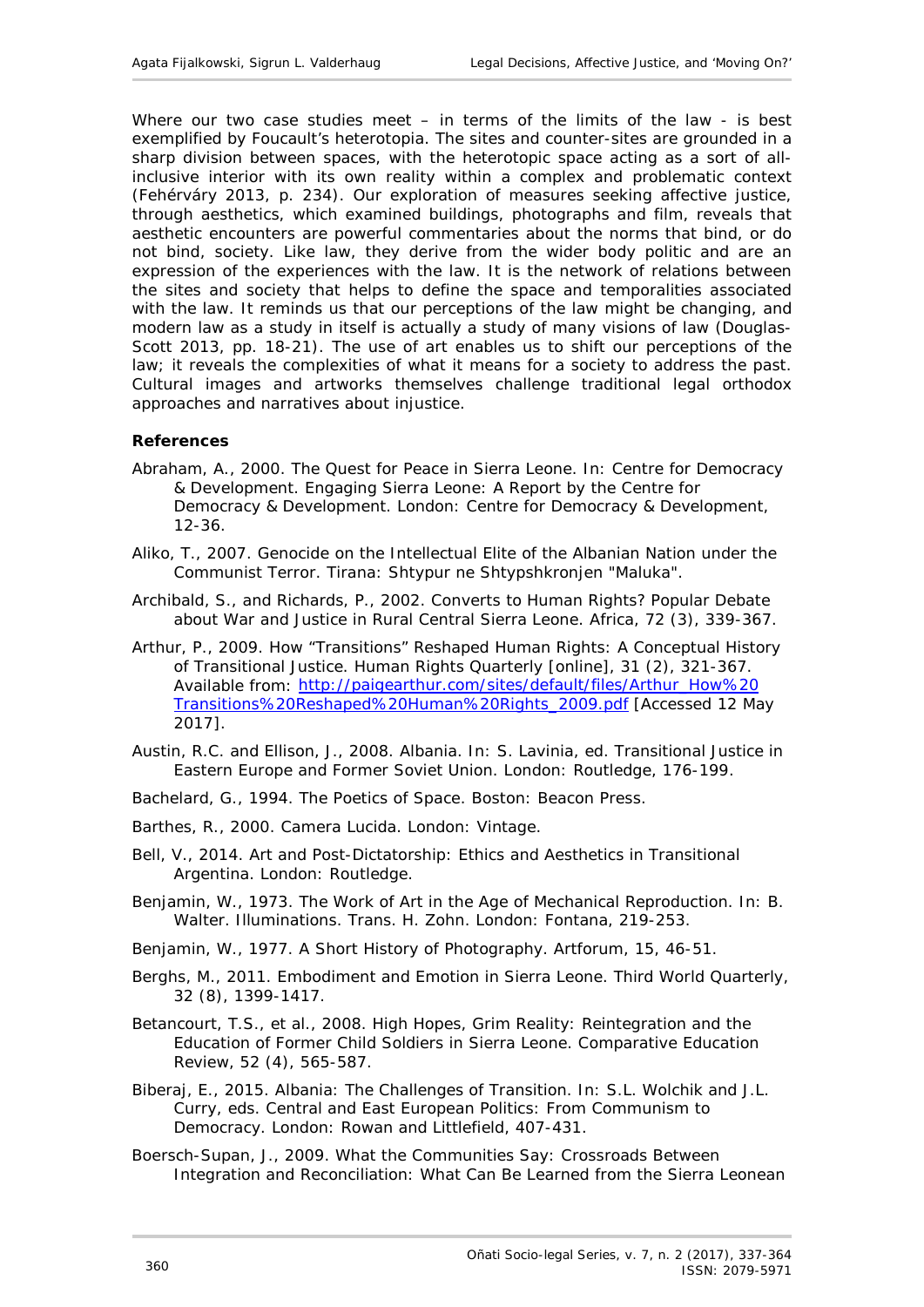Where our two case studies meet – in terms of the limits of the law - is best exemplified by Foucault's heterotopia. The sites and counter-sites are grounded in a sharp division between spaces, with the heterotopic space acting as a sort of all-inclusive interior with its own reality within a complex and problematic context (Fehérváry 2013, p. 234). Our exploration of measures seeking affective justice, through aesthetics, which examined buildings, photographs and film, reveals that aesthetic encounters are powerful commentaries about the norms that bind, or do not bind, society. Like law, they derive from the wider body politic and are an expression of the experiences with the law. It is the network of relations between the sites and society that helps to define the space and temporalities associated with the law. It reminds us that our perceptions of the law might be changing, and modern law as a study in itself is actually a study of many visions of law (Douglas-Scott 2013, pp. 18-21). The use of art enables us to shift our perceptions of the law; it reveals the complexities of what it means for a society to address the past. Cultural images and artworks themselves challenge traditional legal orthodox approaches and narratives about injustice.

### References

Abraham, A., 2000. The Quest for Peace in Sierra Leone. *In:* Centre for Democracy & Development. *Engaging Sierra Leone: A Report by the Centre for Democracy & Development*. London: Centre for Democracy & Development, 12-36.

Aliko, T., 2007. *Genocide on the Intellectual Elite of the Albanian Nation under the Communist Terror*. Tirana: Shtypur ne Shtypshkronjen "Maluka".

Archibald, S., and Richards, P., 2002. Converts to Human Rights? Popular Debate about War and Justice in Rural Central Sierra Leone. *Africa*, 72 (3), 339-367.

Arthur, P., 2009. How "Transitions" Reshaped Human Rights: A Conceptual History of Transitional Justice. *Human Rights Quarterly* [online], 31 (2), 321-367. Available from: http://paigearthur.com/sites/default/files/Arthur_How%20Transitions%20Reshaped%20Human%20Rights_2009.pdf [Accessed 12 May 2017].

Austin, R.C. and Ellison, J., 2008. Albania. *In:* S. Lavinia, ed. *Transitional Justice in Eastern Europe and Former Soviet Union*. London: Routledge, 176-199.

Bachelard, G., 1994. *The Poetics of Space*. Boston: Beacon Press.

Barthes, R., 2000. *Camera Lucida*. London: Vintage.

Bell, V., 2014. *Art and Post-Dictatorship: Ethics and Aesthetics in Transitional Argentina*. London: Routledge.

Benjamin, W., 1973. The Work of Art in the Age of Mechanical Reproduction. *In:* B. Walter. *Illuminations*. Trans. H. Zohn. London: Fontana, 219-253.

Benjamin, W., 1977. A Short History of Photography. *Artforum*, 15, 46-51.

Berghs, M., 2011. Embodiment and Emotion in Sierra Leone. *Third World Quarterly*, 32 (8), 1399-1417.

Betancourt, T.S., *et al.*, 2008. High Hopes, Grim Reality: Reintegration and the Education of Former Child Soldiers in Sierra Leone. *Comparative Education Review*, 52 (4), 565-587.

Biberaj, E., 2015. Albania: The Challenges of Transition. *In:* S.L. Wolchik and J.L. Curry, eds. *Central and East European Politics: From Communism to Democracy*. London: Rowan and Littlefield, 407-431.

Boersch-Supan, J., 2009. *What the Communities Say: Crossroads Between Integration and Reconciliation: What Can Be Learned from the Sierra Leonean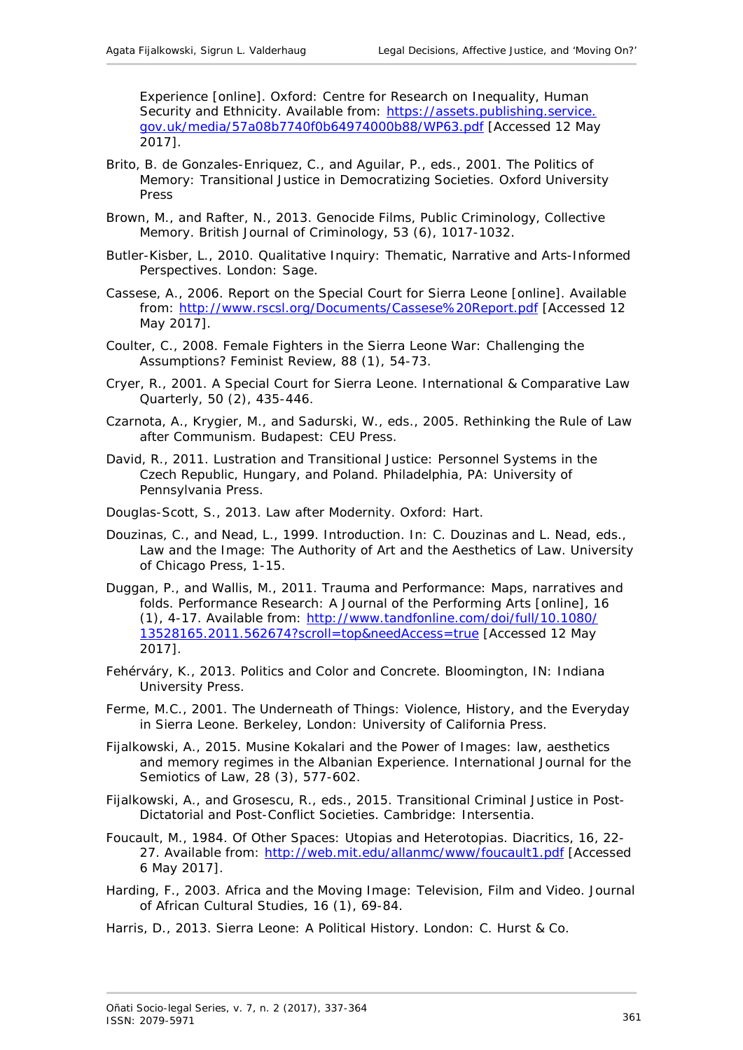Experience [online]. Oxford: Centre for Research on Inequality, Human Security and Ethnicity. Available from: https://assets.publishing.service.gov.uk/media/57a08b7740f0b64974000b88/WP63.pdf [Accessed 12 May 2017].

Brito, B. de Gonzales-Enriquez, C., and Aguilar, P., eds., 2001. The Politics of Memory: Transitional Justice in Democratizing Societies. Oxford University Press

Brown, M., and Rafter, N., 2013. Genocide Films, Public Criminology, Collective Memory. British Journal of Criminology, 53 (6), 1017-1032.

Butler-Kisber, L., 2010. Qualitative Inquiry: Thematic, Narrative and Arts-Informed Perspectives. London: Sage.

Cassese, A., 2006. Report on the Special Court for Sierra Leone [online]. Available from: http://www.rscsl.org/Documents/Cassese%20Report.pdf [Accessed 12 May 2017].

Coulter, C., 2008. Female Fighters in the Sierra Leone War: Challenging the Assumptions? Feminist Review, 88 (1), 54-73.

Cryer, R., 2001. A Special Court for Sierra Leone. International & Comparative Law Quarterly, 50 (2), 435-446.

Czarnota, A., Krygier, M., and Sadurski, W., eds., 2005. Rethinking the Rule of Law after Communism. Budapest: CEU Press.

David, R., 2011. Lustration and Transitional Justice: Personnel Systems in the Czech Republic, Hungary, and Poland. Philadelphia, PA: University of Pennsylvania Press.

Douglas-Scott, S., 2013. Law after Modernity. Oxford: Hart.

Douzinas, C., and Nead, L., 1999. Introduction. In: C. Douzinas and L. Nead, eds., Law and the Image: The Authority of Art and the Aesthetics of Law. University of Chicago Press, 1-15.

Duggan, P., and Wallis, M., 2011. Trauma and Performance: Maps, narratives and folds. Performance Research: A Journal of the Performing Arts [online], 16 (1), 4-17. Available from: http://www.tandfonline.com/doi/full/10.1080/13528165.2011.562674?scroll=top&needAccess=true [Accessed 12 May 2017].

Fehérváry, K., 2013. Politics and Color and Concrete. Bloomington, IN: Indiana University Press.

Ferme, M.C., 2001. The Underneath of Things: Violence, History, and the Everyday in Sierra Leone. Berkeley, London: University of California Press.

Fijalkowski, A., 2015. Musine Kokalari and the Power of Images: law, aesthetics and memory regimes in the Albanian Experience. International Journal for the Semiotics of Law, 28 (3), 577-602.

Fijalkowski, A., and Grosescu, R., eds., 2015. Transitional Criminal Justice in Post-Dictatorial and Post-Conflict Societies. Cambridge: Intersentia.

Foucault, M., 1984. Of Other Spaces: Utopias and Heterotopias. Diacritics, 16, 22-27. Available from: http://web.mit.edu/allanmc/www/foucault1.pdf [Accessed 6 May 2017].

Harding, F., 2003. Africa and the Moving Image: Television, Film and Video. Journal of African Cultural Studies, 16 (1), 69-84.

Harris, D., 2013. Sierra Leone: A Political History. London: C. Hurst & Co.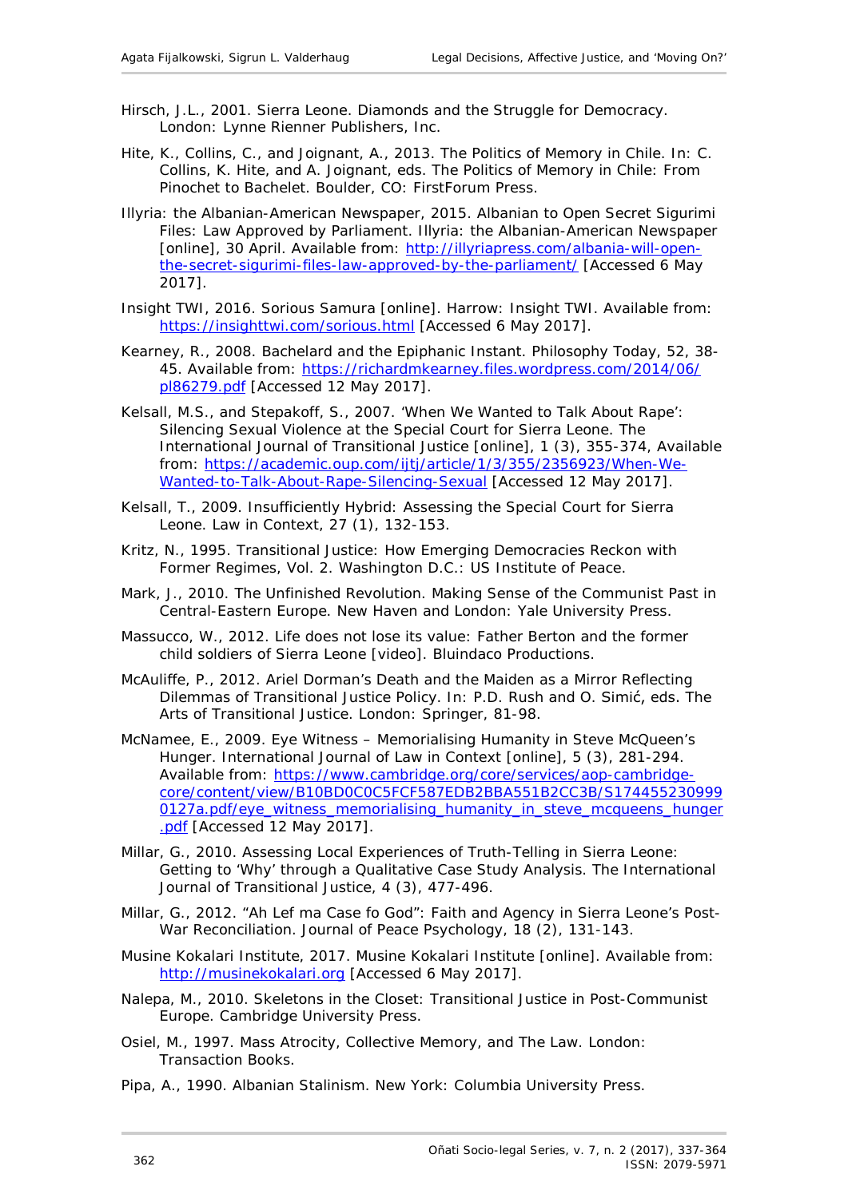Hirsch, J.L., 2001. *Sierra Leone. Diamonds and the Struggle for Democracy*. London: Lynne Rienner Publishers, Inc.

Hite, K., Collins, C., and Joignant, A., 2013. The Politics of Memory in Chile. *In*: C. Collins, K. Hite, and A. Joignant, eds. *The Politics of Memory in Chile: From Pinochet to Bachelet*. Boulder, CO: FirstForum Press.

Illyria: the Albanian-American Newspaper, 2015. Albanian to Open Secret Sigurimi Files: Law Approved by Parliament. *Illyria: the Albanian-American Newspaper* [online], 30 April. Available from: http://illyriapress.com/albania-will-open-the-secret-sigurimi-files-law-approved-by-the-parliament/ [Accessed 6 May 2017].

Insight TWI, 2016. *Sorious Samura* [online]. Harrow: Insight TWI. Available from: https://insighttwi.com/sorious.html [Accessed 6 May 2017].

Kearney, R., 2008. Bachelard and the Epiphanic Instant. *Philosophy Today*, 52, 38-45. Available from: https://richardmkearney.files.wordpress.com/2014/06/pl86279.pdf [Accessed 12 May 2017].

Kelsall, M.S., and Stepakoff, S., 2007. 'When We Wanted to Talk About Rape': Silencing Sexual Violence at the Special Court for Sierra Leone. *The International Journal of Transitional Justice* [online], 1 (3), 355-374, Available from: https://academic.oup.com/ijtj/article/1/3/355/2356923/When-We-Wanted-to-Talk-About-Rape-Silencing-Sexual [Accessed 12 May 2017].

Kelsall, T., 2009. Insufficiently Hybrid: Assessing the Special Court for Sierra Leone. *Law in Context*, 27 (1), 132-153.

Kritz, N., 1995. *Transitional Justice: How Emerging Democracies Reckon with Former Regimes*, Vol. 2. Washington D.C.: US Institute of Peace.

Mark, J., 2010. *The Unfinished Revolution. Making Sense of the Communist Past in Central-Eastern Europe*. New Haven and London: Yale University Press.

Massucco, W., 2012. *Life does not lose its value: Father Berton and the former child soldiers of Sierra Leone* [video]. Bluindaco Productions.

McAuliffe, P., 2012. Ariel Dorman's Death and the Maiden as a Mirror Reflecting Dilemmas of Transitional Justice Policy. *In*: P.D. Rush and O. Simić, eds. *The Arts of Transitional Justice*. London: Springer, 81-98.

McNamee, E., 2009. Eye Witness – Memorialising Humanity in Steve McQueen's Hunger. *International Journal of Law in Context* [online], 5 (3), 281-294. Available from: https://www.cambridge.org/core/services/aop-cambridge-core/content/view/B10BD0C0C5FCF587EDB2BBA551B2CC3B/S1744552309990127a.pdf/eye_witness_memorialising_humanity_in_steve_mcqueens_hunger.pdf [Accessed 12 May 2017].

Millar, G., 2010. Assessing Local Experiences of Truth-Telling in Sierra Leone: Getting to 'Why' through a Qualitative Case Study Analysis. *The International Journal of Transitional Justice*, 4 (3), 477-496.

Millar, G., 2012. "Ah Lef ma Case fo God": Faith and Agency in Sierra Leone's Post-War Reconciliation. *Journal of Peace Psychology*, 18 (2), 131-143.

Musine Kokalari Institute, 2017. *Musine Kokalari Institute* [online]. Available from: http://musinekokalari.org [Accessed 6 May 2017].

Nalepa, M., 2010. *Skeletons in the Closet: Transitional Justice in Post-Communist Europe*. Cambridge University Press.

Osiel, M., 1997. *Mass Atrocity, Collective Memory, and The Law*. London: Transaction Books.

Pipa, A., 1990. *Albanian Stalinism*. New York: Columbia University Press.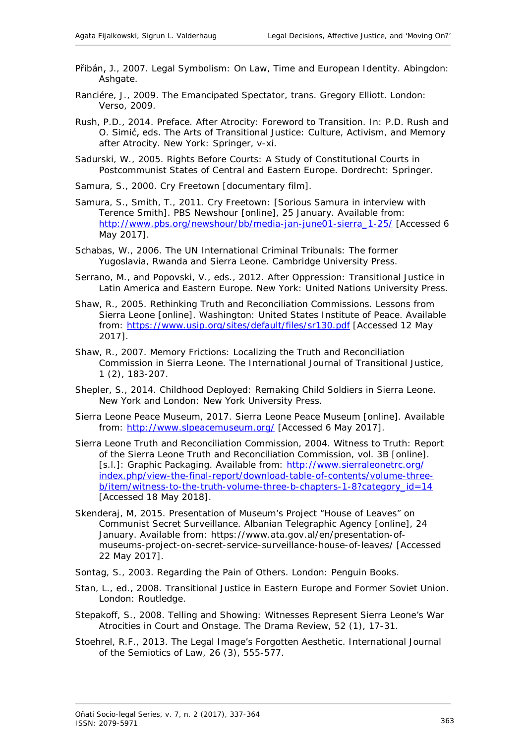Přibán, J., 2007. Legal Symbolism: On Law, Time and European Identity. Abingdon: Ashgate.

Ranciére, J., 2009. The Emancipated Spectator, trans. Gregory Elliott. London: Verso, 2009.

Rush, P.D., 2014. Preface. After Atrocity: Foreword to Transition. In: P.D. Rush and O. Simić, eds. The Arts of Transitional Justice: Culture, Activism, and Memory after Atrocity. New York: Springer, v-xi.

Sadurski, W., 2005. Rights Before Courts: A Study of Constitutional Courts in Postcommunist States of Central and Eastern Europe. Dordrecht: Springer.

Samura, S., 2000. Cry Freetown [documentary film].

Samura, S., Smith, T., 2011. Cry Freetown: [Sorious Samura in interview with Terence Smith]. PBS Newshour [online], 25 January. Available from: http://www.pbs.org/newshour/bb/media-jan-june01-sierra_1-25/ [Accessed 6 May 2017].

Schabas, W., 2006. The UN International Criminal Tribunals: The former Yugoslavia, Rwanda and Sierra Leone. Cambridge University Press.

Serrano, M., and Popovski, V., eds., 2012. After Oppression: Transitional Justice in Latin America and Eastern Europe. New York: United Nations University Press.

Shaw, R., 2005. Rethinking Truth and Reconciliation Commissions. Lessons from Sierra Leone [online]. Washington: United States Institute of Peace. Available from: https://www.usip.org/sites/default/files/sr130.pdf [Accessed 12 May 2017].

Shaw, R., 2007. Memory Frictions: Localizing the Truth and Reconciliation Commission in Sierra Leone. The International Journal of Transitional Justice, 1 (2), 183-207.

Shepler, S., 2014. Childhood Deployed: Remaking Child Soldiers in Sierra Leone. New York and London: New York University Press.

Sierra Leone Peace Museum, 2017. Sierra Leone Peace Museum [online]. Available from: http://www.slpeacemuseum.org/ [Accessed 6 May 2017].

Sierra Leone Truth and Reconciliation Commission, 2004. Witness to Truth: Report of the Sierra Leone Truth and Reconciliation Commission, vol. 3B [online]. [s.l.]: Graphic Packaging. Available from: http://www.sierraleonetrc.org/index.php/view-the-final-report/download-table-of-contents/volume-three-b/item/witness-to-the-truth-volume-three-b-chapters-1-8?category_id=14 [Accessed 18 May 2018].

Skenderaj, M, 2015. Presentation of Museum's Project "House of Leaves" on Communist Secret Surveillance. Albanian Telegraphic Agency [online], 24 January. Available from: https://www.ata.gov.al/en/presentation-of-museums-project-on-secret-service-surveillance-house-of-leaves/ [Accessed 22 May 2017].

Sontag, S., 2003. Regarding the Pain of Others. London: Penguin Books.

Stan, L., ed., 2008. Transitional Justice in Eastern Europe and Former Soviet Union. London: Routledge.

Stepakoff, S., 2008. Telling and Showing: Witnesses Represent Sierra Leone's War Atrocities in Court and Onstage. The Drama Review, 52 (1), 17-31.

Stoehrel, R.F., 2013. The Legal Image's Forgotten Aesthetic. International Journal of the Semiotics of Law, 26 (3), 555-577.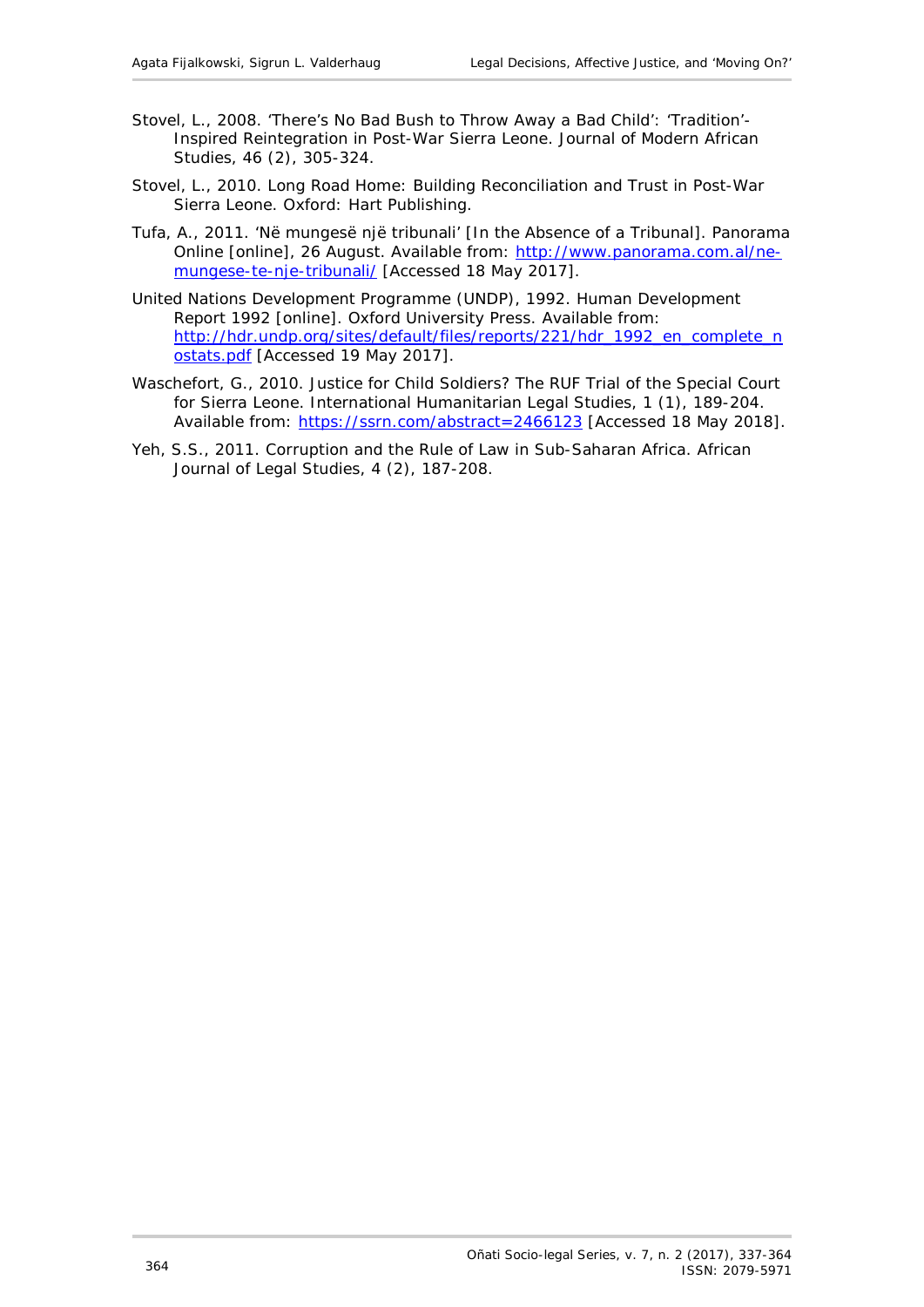Stovel, L., 2008. 'There's No Bad Bush to Throw Away a Bad Child': 'Tradition'-Inspired Reintegration in Post-War Sierra Leone. *Journal of Modern African Studies*, 46 (2), 305-324.

Stovel, L., 2010. *Long Road Home: Building Reconciliation and Trust in Post-War Sierra Leone*. Oxford: Hart Publishing.

Tufa, A., 2011. 'Në mungesë një tribunali' [In the Absence of a Tribunal]. *Panorama Online* [online], 26 August. Available from: http://www.panorama.com.al/ne-mungese-te-nje-tribunali/ [Accessed 18 May 2017].

United Nations Development Programme (UNDP), 1992. *Human Development Report 1992* [online]. Oxford University Press. Available from: http://hdr.undp.org/sites/default/files/reports/221/hdr_1992_en_complete_nostats.pdf [Accessed 19 May 2017].

Waschefort, G., 2010. Justice for Child Soldiers? The RUF Trial of the Special Court for Sierra Leone. *International Humanitarian Legal Studies*, 1 (1), 189-204. Available from: https://ssrn.com/abstract=2466123 [Accessed 18 May 2018].

Yeh, S.S., 2011. Corruption and the Rule of Law in Sub-Saharan Africa. *African Journal of Legal Studies*, 4 (2), 187-208.